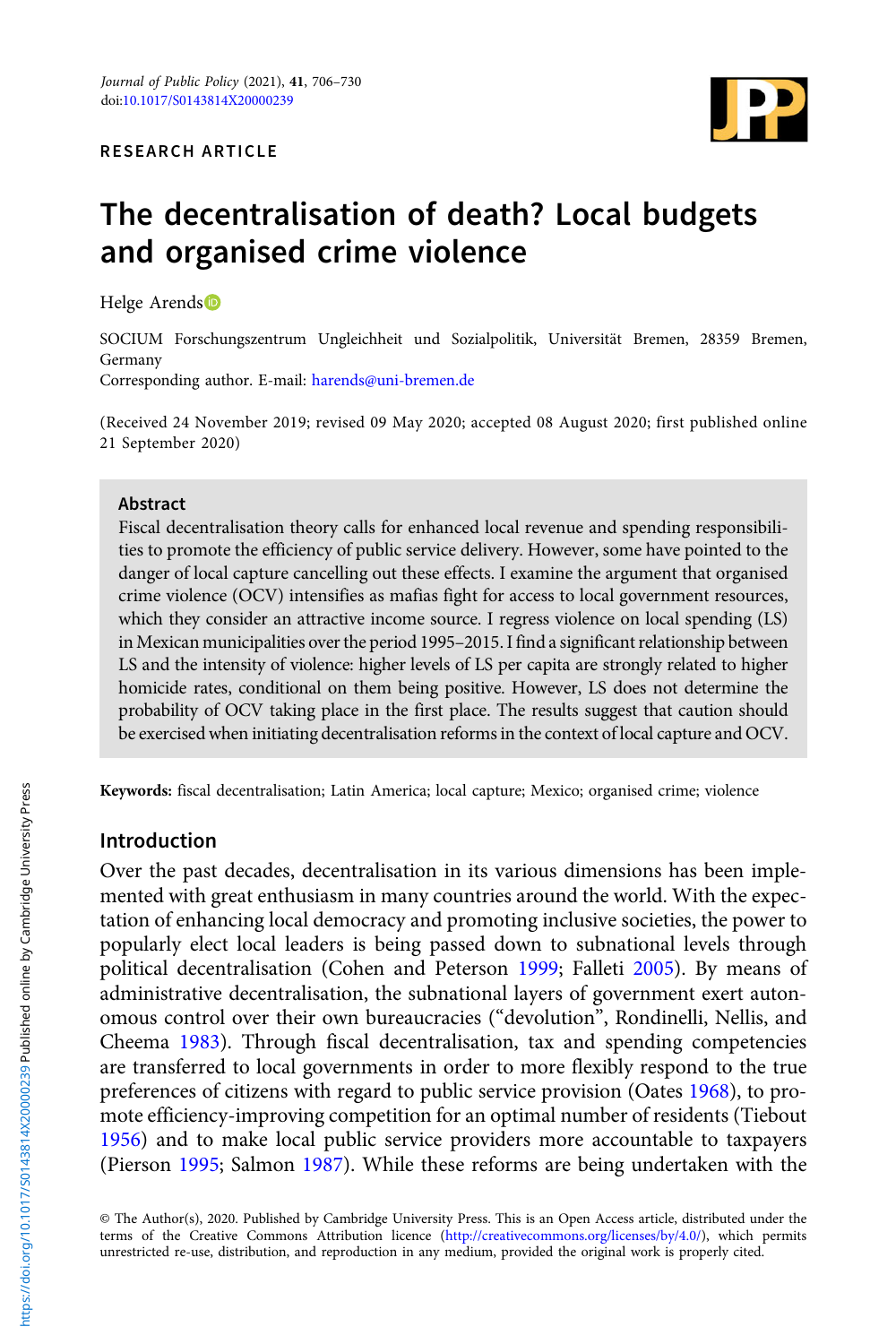RESEARCH ARTICLE

# The decentralisation of death? Local budgets and organised crime violence

Helge Arends

SOCIUM Forschungszentrum Ungleichheit und Sozialpolitik, Universität Bremen, 28359 Bremen, Germany
Corresponding author. E-mail: harends@uni-bremen.de

(Received 24 November 2019; revised 09 May 2020; accepted 08 August 2020; first published online 21 September 2020)

## Abstract

Fiscal decentralisation theory calls for enhanced local revenue and spending responsibilities to promote the efficiency of public service delivery. However, some have pointed to the danger of local capture cancelling out these effects. I examine the argument that organised crime violence (OCV) intensifies as mafias fight for access to local government resources, which they consider an attractive income source. I regress violence on local spending (LS) in Mexican municipalities over the period 1995–2015. I find a significant relationship between LS and the intensity of violence: higher levels of LS per capita are strongly related to higher homicide rates, conditional on them being positive. However, LS does not determine the probability of OCV taking place in the first place. The results suggest that caution should be exercised when initiating decentralisation reforms in the context of local capture and OCV.

**Keywords:** fiscal decentralisation; Latin America; local capture; Mexico; organised crime; violence

## Introduction

Over the past decades, decentralisation in its various dimensions has been implemented with great enthusiasm in many countries around the world. With the expectation of enhancing local democracy and promoting inclusive societies, the power to popularly elect local leaders is being passed down to subnational levels through political decentralisation (Cohen and Peterson 1999; Falleti 2005). By means of administrative decentralisation, the subnational layers of government exert autonomous control over their own bureaucracies ("devolution", Rondinelli, Nellis, and Cheema 1983). Through fiscal decentralisation, tax and spending competencies are transferred to local governments in order to more flexibly respond to the true preferences of citizens with regard to public service provision (Oates 1968), to promote efficiency-improving competition for an optimal number of residents (Tiebout 1956) and to make local public service providers more accountable to taxpayers (Pierson 1995; Salmon 1987). While these reforms are being undertaken with the

© The Author(s), 2020. Published by Cambridge University Press. This is an Open Access article, distributed under the terms of the Creative Commons Attribution licence (http://creativecommons.org/licenses/by/4.0/), which permits unrestricted re-use, distribution, and reproduction in any medium, provided the original work is properly cited.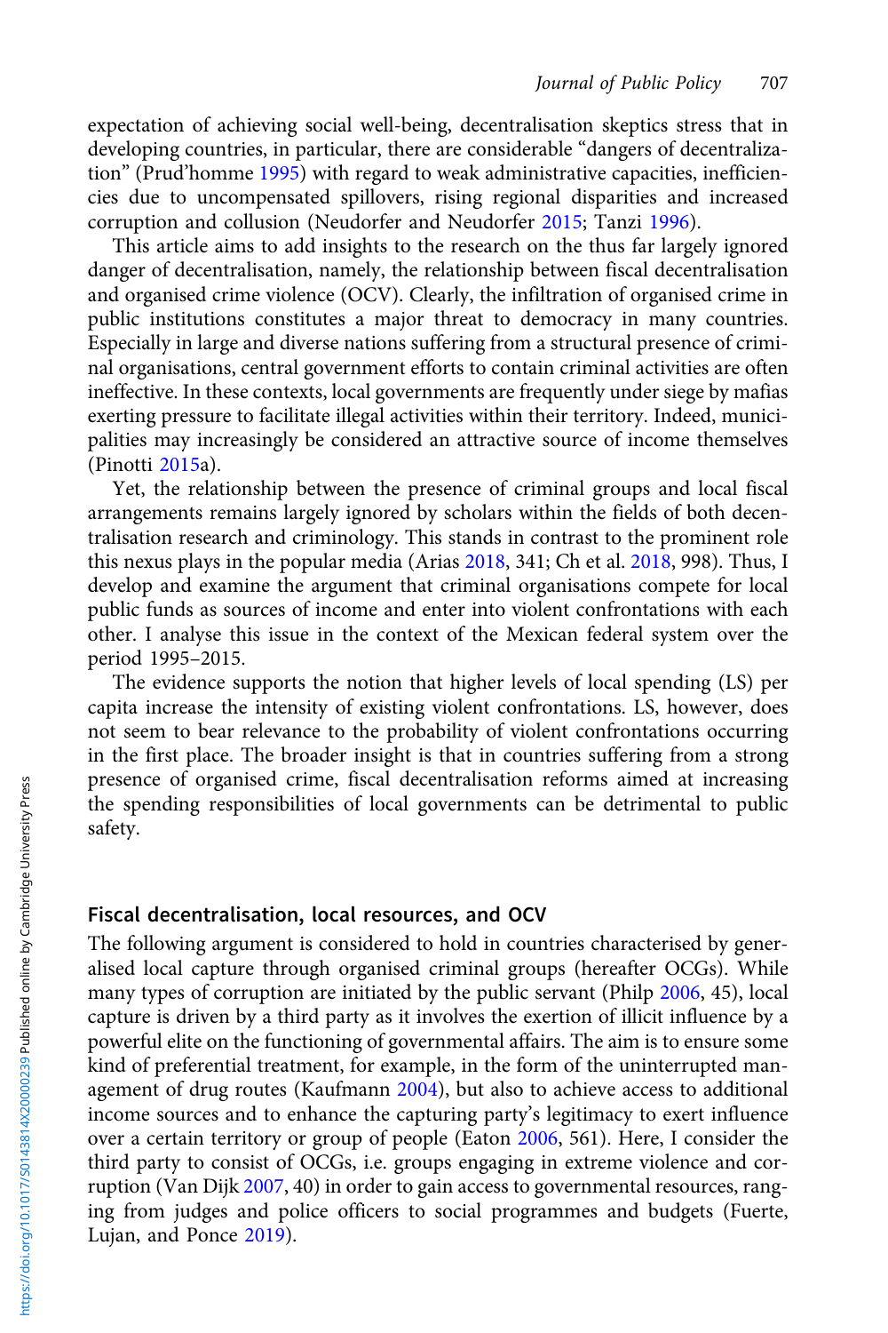expectation of achieving social well-being, decentralisation skeptics stress that in developing countries, in particular, there are considerable "dangers of decentralization" (Prud'homme 1995) with regard to weak administrative capacities, inefficiencies due to uncompensated spillovers, rising regional disparities and increased corruption and collusion (Neudorfer and Neudorfer 2015; Tanzi 1996).

This article aims to add insights to the research on the thus far largely ignored danger of decentralisation, namely, the relationship between fiscal decentralisation and organised crime violence (OCV). Clearly, the infiltration of organised crime in public institutions constitutes a major threat to democracy in many countries. Especially in large and diverse nations suffering from a structural presence of criminal organisations, central government efforts to contain criminal activities are often ineffective. In these contexts, local governments are frequently under siege by mafias exerting pressure to facilitate illegal activities within their territory. Indeed, municipalities may increasingly be considered an attractive source of income themselves (Pinotti 2015a).

Yet, the relationship between the presence of criminal groups and local fiscal arrangements remains largely ignored by scholars within the fields of both decentralisation research and criminology. This stands in contrast to the prominent role this nexus plays in the popular media (Arias 2018, 341; Ch et al. 2018, 998). Thus, I develop and examine the argument that criminal organisations compete for local public funds as sources of income and enter into violent confrontations with each other. I analyse this issue in the context of the Mexican federal system over the period 1995–2015.

The evidence supports the notion that higher levels of local spending (LS) per capita increase the intensity of existing violent confrontations. LS, however, does not seem to bear relevance to the probability of violent confrontations occurring in the first place. The broader insight is that in countries suffering from a strong presence of organised crime, fiscal decentralisation reforms aimed at increasing the spending responsibilities of local governments can be detrimental to public safety.

## Fiscal decentralisation, local resources, and OCV

The following argument is considered to hold in countries characterised by generalised local capture through organised criminal groups (hereafter OCGs). While many types of corruption are initiated by the public servant (Philp 2006, 45), local capture is driven by a third party as it involves the exertion of illicit influence by a powerful elite on the functioning of governmental affairs. The aim is to ensure some kind of preferential treatment, for example, in the form of the uninterrupted management of drug routes (Kaufmann 2004), but also to achieve access to additional income sources and to enhance the capturing party's legitimacy to exert influence over a certain territory or group of people (Eaton 2006, 561). Here, I consider the third party to consist of OCGs, i.e. groups engaging in extreme violence and corruption (Van Dijk 2007, 40) in order to gain access to governmental resources, ranging from judges and police officers to social programmes and budgets (Fuerte, Lujan, and Ponce 2019).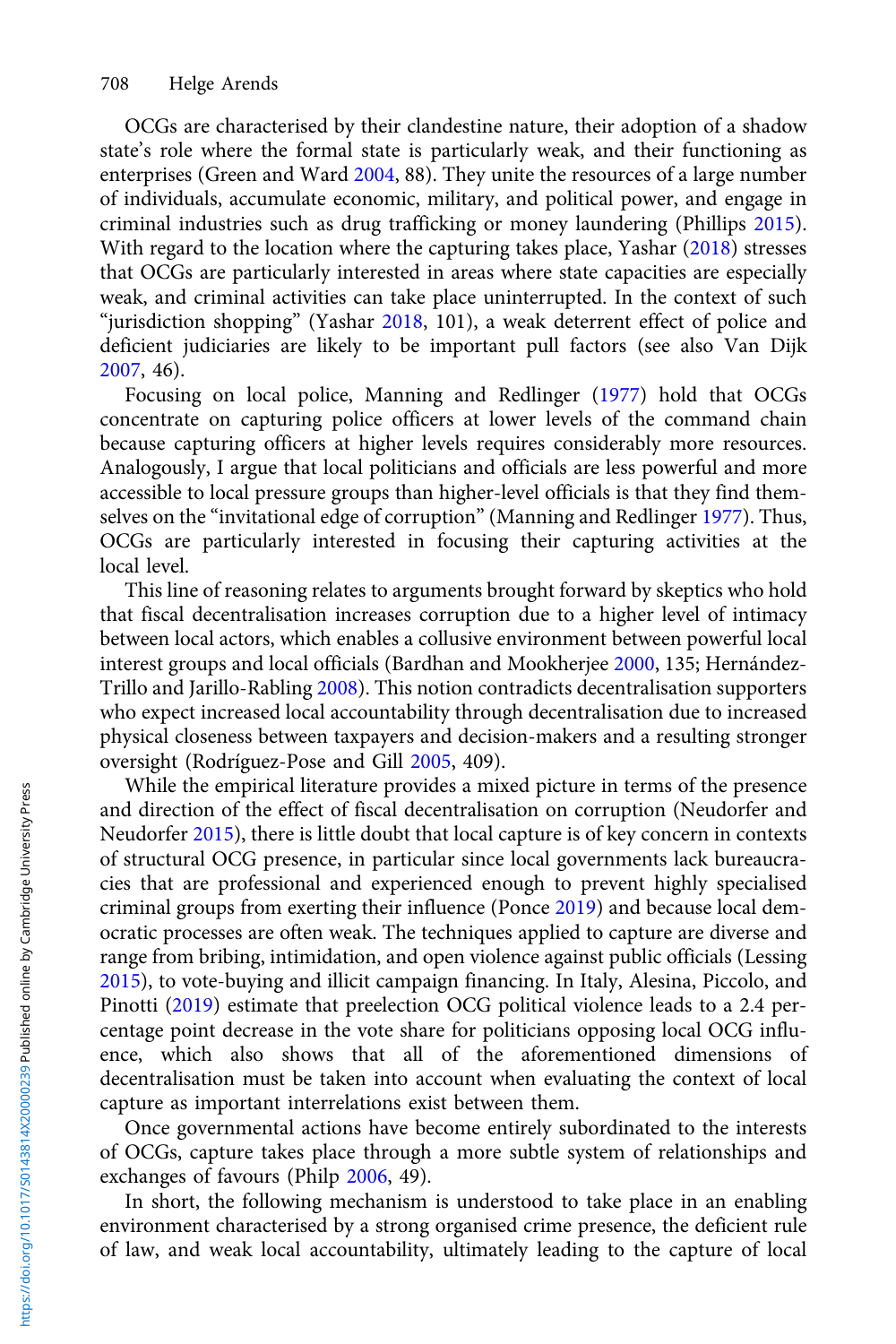OCGs are characterised by their clandestine nature, their adoption of a shadow state's role where the formal state is particularly weak, and their functioning as enterprises (Green and Ward 2004, 88). They unite the resources of a large number of individuals, accumulate economic, military, and political power, and engage in criminal industries such as drug trafficking or money laundering (Phillips 2015). With regard to the location where the capturing takes place, Yashar (2018) stresses that OCGs are particularly interested in areas where state capacities are especially weak, and criminal activities can take place uninterrupted. In the context of such "jurisdiction shopping" (Yashar 2018, 101), a weak deterrent effect of police and deficient judiciaries are likely to be important pull factors (see also Van Dijk 2007, 46).

Focusing on local police, Manning and Redlinger (1977) hold that OCGs concentrate on capturing police officers at lower levels of the command chain because capturing officers at higher levels requires considerably more resources. Analogously, I argue that local politicians and officials are less powerful and more accessible to local pressure groups than higher-level officials is that they find themselves on the "invitational edge of corruption" (Manning and Redlinger 1977). Thus, OCGs are particularly interested in focusing their capturing activities at the local level.

This line of reasoning relates to arguments brought forward by skeptics who hold that fiscal decentralisation increases corruption due to a higher level of intimacy between local actors, which enables a collusive environment between powerful local interest groups and local officials (Bardhan and Mookherjee 2000, 135; Hernández-Trillo and Jarillo-Rabling 2008). This notion contradicts decentralisation supporters who expect increased local accountability through decentralisation due to increased physical closeness between taxpayers and decision-makers and a resulting stronger oversight (Rodríguez-Pose and Gill 2005, 409).

While the empirical literature provides a mixed picture in terms of the presence and direction of the effect of fiscal decentralisation on corruption (Neudorfer and Neudorfer 2015), there is little doubt that local capture is of key concern in contexts of structural OCG presence, in particular since local governments lack bureaucracies that are professional and experienced enough to prevent highly specialised criminal groups from exerting their influence (Ponce 2019) and because local democratic processes are often weak. The techniques applied to capture are diverse and range from bribing, intimidation, and open violence against public officials (Lessing 2015), to vote-buying and illicit campaign financing. In Italy, Alesina, Piccolo, and Pinotti (2019) estimate that preelection OCG political violence leads to a 2.4 percentage point decrease in the vote share for politicians opposing local OCG influence, which also shows that all of the aforementioned dimensions of decentralisation must be taken into account when evaluating the context of local capture as important interrelations exist between them.

Once governmental actions have become entirely subordinated to the interests of OCGs, capture takes place through a more subtle system of relationships and exchanges of favours (Philp 2006, 49).

In short, the following mechanism is understood to take place in an enabling environment characterised by a strong organised crime presence, the deficient rule of law, and weak local accountability, ultimately leading to the capture of local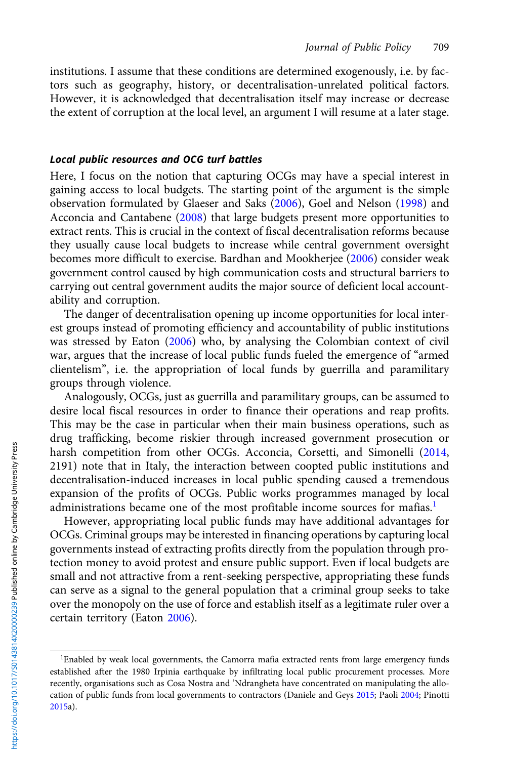institutions. I assume that these conditions are determined exogenously, i.e. by factors such as geography, history, or decentralisation-unrelated political factors. However, it is acknowledged that decentralisation itself may increase or decrease the extent of corruption at the local level, an argument I will resume at a later stage.

#### *Local public resources and OCG turf battles*

Here, I focus on the notion that capturing OCGs may have a special interest in gaining access to local budgets. The starting point of the argument is the simple observation formulated by Glaeser and Saks (2006), Goel and Nelson (1998) and Acconcia and Cantabene (2008) that large budgets present more opportunities to extract rents. This is crucial in the context of fiscal decentralisation reforms because they usually cause local budgets to increase while central government oversight becomes more difficult to exercise. Bardhan and Mookherjee (2006) consider weak government control caused by high communication costs and structural barriers to carrying out central government audits the major source of deficient local accountability and corruption.

The danger of decentralisation opening up income opportunities for local interest groups instead of promoting efficiency and accountability of public institutions was stressed by Eaton (2006) who, by analysing the Colombian context of civil war, argues that the increase of local public funds fueled the emergence of "armed clientelism", i.e. the appropriation of local funds by guerrilla and paramilitary groups through violence.

Analogously, OCGs, just as guerrilla and paramilitary groups, can be assumed to desire local fiscal resources in order to finance their operations and reap profits. This may be the case in particular when their main business operations, such as drug trafficking, become riskier through increased government prosecution or harsh competition from other OCGs. Acconcia, Corsetti, and Simonelli (2014, 2191) note that in Italy, the interaction between coopted public institutions and decentralisation-induced increases in local public spending caused a tremendous expansion of the profits of OCGs. Public works programmes managed by local administrations became one of the most profitable income sources for mafias.[1]

However, appropriating local public funds may have additional advantages for OCGs. Criminal groups may be interested in financing operations by capturing local governments instead of extracting profits directly from the population through protection money to avoid protest and ensure public support. Even if local budgets are small and not attractive from a rent-seeking perspective, appropriating these funds can serve as a signal to the general population that a criminal group seeks to take over the monopoly on the use of force and establish itself as a legitimate ruler over a certain territory (Eaton 2006).

[1]Enabled by weak local governments, the Camorra mafia extracted rents from large emergency funds established after the 1980 Irpinia earthquake by infiltrating local public procurement processes. More recently, organisations such as Cosa Nostra and 'Ndrangheta have concentrated on manipulating the allocation of public funds from local governments to contractors (Daniele and Geys 2015; Paoli 2004; Pinotti 2015a).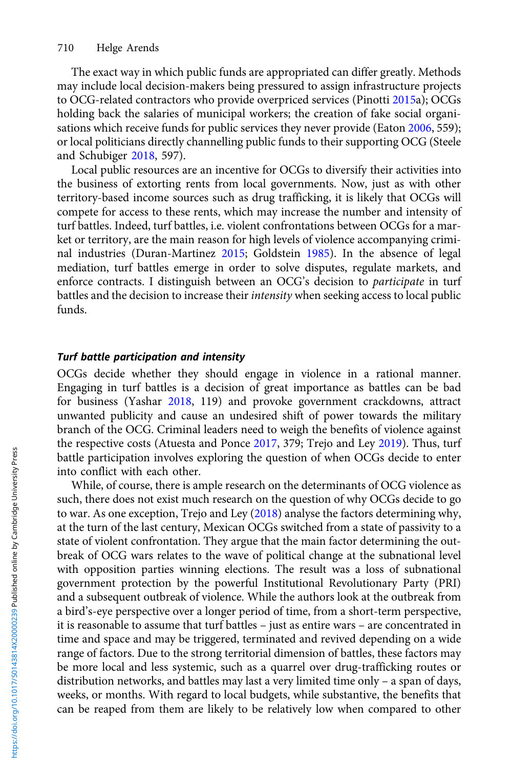The exact way in which public funds are appropriated can differ greatly. Methods may include local decision-makers being pressured to assign infrastructure projects to OCG-related contractors who provide overpriced services (Pinotti 2015a); OCGs holding back the salaries of municipal workers; the creation of fake social organisations which receive funds for public services they never provide (Eaton 2006, 559); or local politicians directly channelling public funds to their supporting OCG (Steele and Schubiger 2018, 597).

Local public resources are an incentive for OCGs to diversify their activities into the business of extorting rents from local governments. Now, just as with other territory-based income sources such as drug trafficking, it is likely that OCGs will compete for access to these rents, which may increase the number and intensity of turf battles. Indeed, turf battles, i.e. violent confrontations between OCGs for a market or territory, are the main reason for high levels of violence accompanying criminal industries (Duran-Martinez 2015; Goldstein 1985). In the absence of legal mediation, turf battles emerge in order to solve disputes, regulate markets, and enforce contracts. I distinguish between an OCG's decision to *participate* in turf battles and the decision to increase their *intensity* when seeking access to local public funds.

### Turf battle participation and intensity

OCGs decide whether they should engage in violence in a rational manner. Engaging in turf battles is a decision of great importance as battles can be bad for business (Yashar 2018, 119) and provoke government crackdowns, attract unwanted publicity and cause an undesired shift of power towards the military branch of the OCG. Criminal leaders need to weigh the benefits of violence against the respective costs (Atuesta and Ponce 2017, 379; Trejo and Ley 2019). Thus, turf battle participation involves exploring the question of when OCGs decide to enter into conflict with each other.

While, of course, there is ample research on the determinants of OCG violence as such, there does not exist much research on the question of why OCGs decide to go to war. As one exception, Trejo and Ley (2018) analyse the factors determining why, at the turn of the last century, Mexican OCGs switched from a state of passivity to a state of violent confrontation. They argue that the main factor determining the outbreak of OCG wars relates to the wave of political change at the subnational level with opposition parties winning elections. The result was a loss of subnational government protection by the powerful Institutional Revolutionary Party (PRI) and a subsequent outbreak of violence. While the authors look at the outbreak from a bird's-eye perspective over a longer period of time, from a short-term perspective, it is reasonable to assume that turf battles – just as entire wars – are concentrated in time and space and may be triggered, terminated and revived depending on a wide range of factors. Due to the strong territorial dimension of battles, these factors may be more local and less systemic, such as a quarrel over drug-trafficking routes or distribution networks, and battles may last a very limited time only – a span of days, weeks, or months. With regard to local budgets, while substantive, the benefits that can be reaped from them are likely to be relatively low when compared to other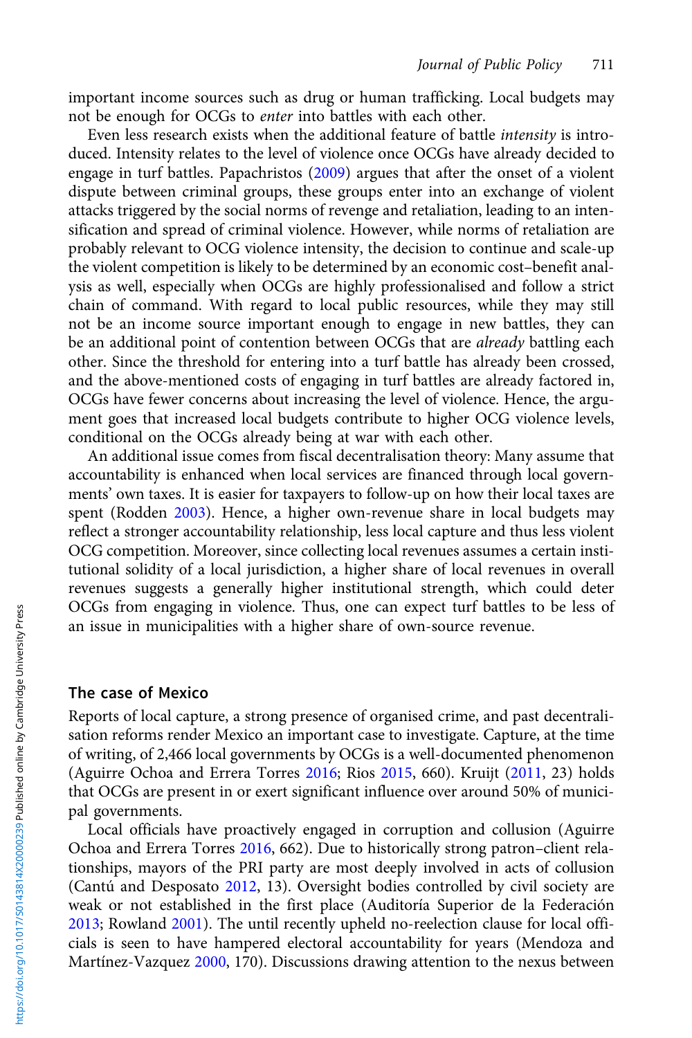important income sources such as drug or human trafficking. Local budgets may not be enough for OCGs to *enter* into battles with each other.

Even less research exists when the additional feature of battle *intensity* is introduced. Intensity relates to the level of violence once OCGs have already decided to engage in turf battles. Papachristos (2009) argues that after the onset of a violent dispute between criminal groups, these groups enter into an exchange of violent attacks triggered by the social norms of revenge and retaliation, leading to an intensification and spread of criminal violence. However, while norms of retaliation are probably relevant to OCG violence intensity, the decision to continue and scale-up the violent competition is likely to be determined by an economic cost–benefit analysis as well, especially when OCGs are highly professionalised and follow a strict chain of command. With regard to local public resources, while they may still not be an income source important enough to engage in new battles, they can be an additional point of contention between OCGs that are *already* battling each other. Since the threshold for entering into a turf battle has already been crossed, and the above-mentioned costs of engaging in turf battles are already factored in, OCGs have fewer concerns about increasing the level of violence. Hence, the argument goes that increased local budgets contribute to higher OCG violence levels, conditional on the OCGs already being at war with each other.

An additional issue comes from fiscal decentralisation theory: Many assume that accountability is enhanced when local services are financed through local governments' own taxes. It is easier for taxpayers to follow-up on how their local taxes are spent (Rodden 2003). Hence, a higher own-revenue share in local budgets may reflect a stronger accountability relationship, less local capture and thus less violent OCG competition. Moreover, since collecting local revenues assumes a certain institutional solidity of a local jurisdiction, a higher share of local revenues in overall revenues suggests a generally higher institutional strength, which could deter OCGs from engaging in violence. Thus, one can expect turf battles to be less of an issue in municipalities with a higher share of own-source revenue.

## The case of Mexico

Reports of local capture, a strong presence of organised crime, and past decentralisation reforms render Mexico an important case to investigate. Capture, at the time of writing, of 2,466 local governments by OCGs is a well-documented phenomenon (Aguirre Ochoa and Errera Torres 2016; Rios 2015, 660). Kruijt (2011, 23) holds that OCGs are present in or exert significant influence over around 50% of municipal governments.

Local officials have proactively engaged in corruption and collusion (Aguirre Ochoa and Errera Torres 2016, 662). Due to historically strong patron–client relationships, mayors of the PRI party are most deeply involved in acts of collusion (Cantú and Desposato 2012, 13). Oversight bodies controlled by civil society are weak or not established in the first place (Auditoría Superior de la Federación 2013; Rowland 2001). The until recently upheld no-reelection clause for local officials is seen to have hampered electoral accountability for years (Mendoza and Martínez-Vazquez 2000, 170). Discussions drawing attention to the nexus between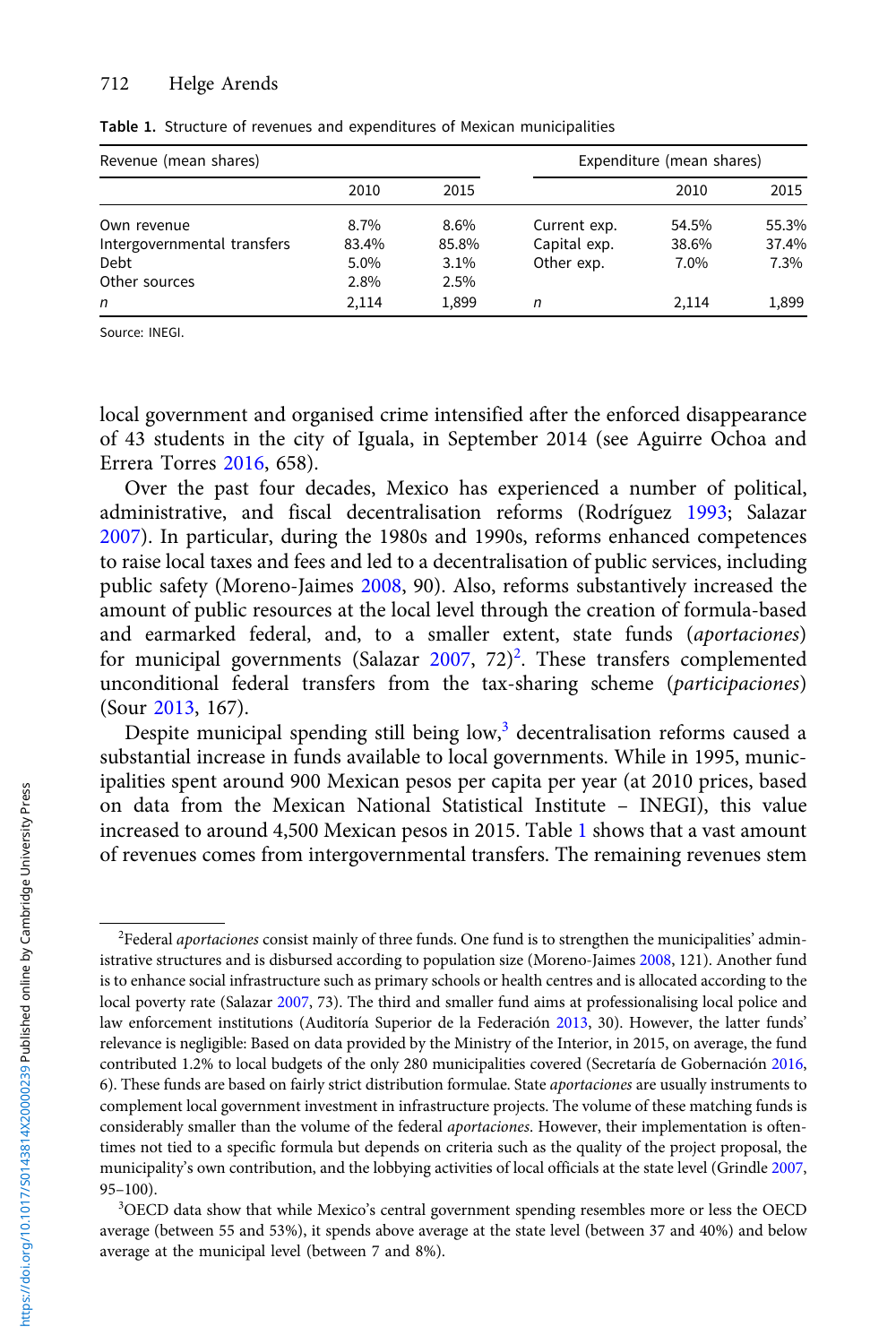Table 1. Structure of revenues and expenditures of Mexican municipalities

| Revenue (mean shares) | | | Expenditure (mean shares) | | |
|---|---|---|---|---|---|
| | 2010 | 2015 | | 2010 | 2015 |
| Own revenue | 8.7% | 8.6% | Current exp. | 54.5% | 55.3% |
| Intergovernmental transfers | 83.4% | 85.8% | Capital exp. | 38.6% | 37.4% |
| Debt | 5.0% | 3.1% | Other exp. | 7.0% | 7.3% |
| Other sources | 2.8% | 2.5% | | | |
| *n* | 2,114 | 1,899 | *n* | 2,114 | 1,899 |

Source: INEGI.

local government and organised crime intensified after the enforced disappearance of 43 students in the city of Iguala, in September 2014 (see Aguirre Ochoa and Errera Torres 2016, 658).

Over the past four decades, Mexico has experienced a number of political, administrative, and fiscal decentralisation reforms (Rodríguez 1993; Salazar 2007). In particular, during the 1980s and 1990s, reforms enhanced competences to raise local taxes and fees and led to a decentralisation of public services, including public safety (Moreno-Jaimes 2008, 90). Also, reforms substantively increased the amount of public resources at the local level through the creation of formula-based and earmarked federal, and, to a smaller extent, state funds (*aportaciones*) for municipal governments (Salazar 2007, 72)[2]. These transfers complemented unconditional federal transfers from the tax-sharing scheme (*participaciones*) (Sour 2013, 167).

Despite municipal spending still being low,[3] decentralisation reforms caused a substantial increase in funds available to local governments. While in 1995, municipalities spent around 900 Mexican pesos per capita per year (at 2010 prices, based on data from the Mexican National Statistical Institute – INEGI), this value increased to around 4,500 Mexican pesos in 2015. Table 1 shows that a vast amount of revenues comes from intergovernmental transfers. The remaining revenues stem

[2]Federal *aportaciones* consist mainly of three funds. One fund is to strengthen the municipalities' administrative structures and is disbursed according to population size (Moreno-Jaimes 2008, 121). Another fund is to enhance social infrastructure such as primary schools or health centres and is allocated according to the local poverty rate (Salazar 2007, 73). The third and smaller fund aims at professionalising local police and law enforcement institutions (Auditoría Superior de la Federación 2013, 30). However, the latter funds' relevance is negligible: Based on data provided by the Ministry of the Interior, in 2015, on average, the fund contributed 1.2% to local budgets of the only 280 municipalities covered (Secretaría de Gobernación 2016, 6). These funds are based on fairly strict distribution formulae. State *aportaciones* are usually instruments to complement local government investment in infrastructure projects. The volume of these matching funds is considerably smaller than the volume of the federal *aportaciones*. However, their implementation is oftentimes not tied to a specific formula but depends on criteria such as the quality of the project proposal, the municipality's own contribution, and the lobbying activities of local officials at the state level (Grindle 2007, 95–100).

[3]OECD data show that while Mexico's central government spending resembles more or less the OECD average (between 55 and 53%), it spends above average at the state level (between 37 and 40%) and below average at the municipal level (between 7 and 8%).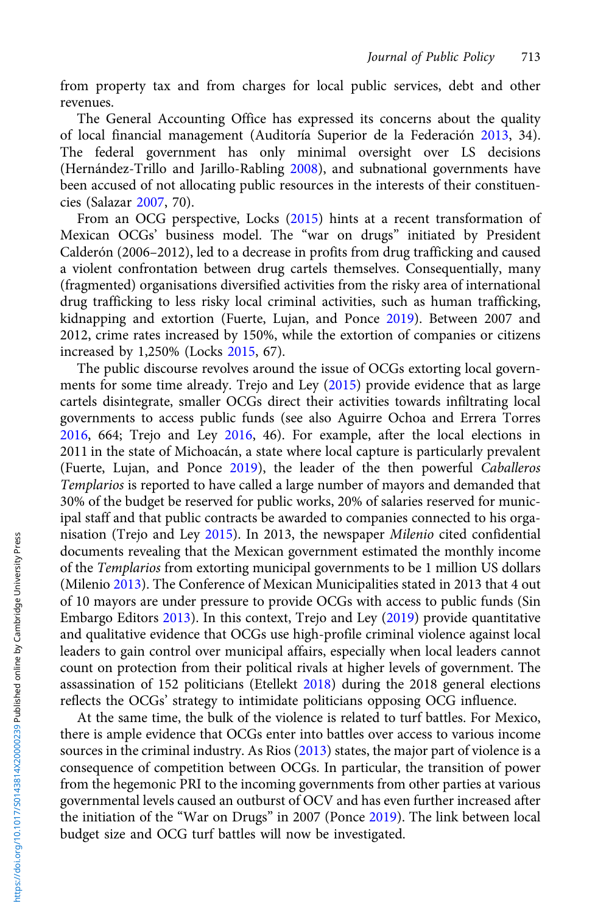from property tax and from charges for local public services, debt and other revenues.

The General Accounting Office has expressed its concerns about the quality of local financial management (Auditoría Superior de la Federación 2013, 34). The federal government has only minimal oversight over LS decisions (Hernández-Trillo and Jarillo-Rabling 2008), and subnational governments have been accused of not allocating public resources in the interests of their constituencies (Salazar 2007, 70).

From an OCG perspective, Locks (2015) hints at a recent transformation of Mexican OCGs' business model. The "war on drugs" initiated by President Calderón (2006–2012), led to a decrease in profits from drug trafficking and caused a violent confrontation between drug cartels themselves. Consequentially, many (fragmented) organisations diversified activities from the risky area of international drug trafficking to less risky local criminal activities, such as human trafficking, kidnapping and extortion (Fuerte, Lujan, and Ponce 2019). Between 2007 and 2012, crime rates increased by 150%, while the extortion of companies or citizens increased by 1,250% (Locks 2015, 67).

The public discourse revolves around the issue of OCGs extorting local governments for some time already. Trejo and Ley (2015) provide evidence that as large cartels disintegrate, smaller OCGs direct their activities towards infiltrating local governments to access public funds (see also Aguirre Ochoa and Errera Torres 2016, 664; Trejo and Ley 2016, 46). For example, after the local elections in 2011 in the state of Michoacán, a state where local capture is particularly prevalent (Fuerte, Lujan, and Ponce 2019), the leader of the then powerful *Caballeros Templarios* is reported to have called a large number of mayors and demanded that 30% of the budget be reserved for public works, 20% of salaries reserved for municipal staff and that public contracts be awarded to companies connected to his organisation (Trejo and Ley 2015). In 2013, the newspaper *Milenio* cited confidential documents revealing that the Mexican government estimated the monthly income of the *Templarios* from extorting municipal governments to be 1 million US dollars (Milenio 2013). The Conference of Mexican Municipalities stated in 2013 that 4 out of 10 mayors are under pressure to provide OCGs with access to public funds (Sin Embargo Editors 2013). In this context, Trejo and Ley (2019) provide quantitative and qualitative evidence that OCGs use high-profile criminal violence against local leaders to gain control over municipal affairs, especially when local leaders cannot count on protection from their political rivals at higher levels of government. The assassination of 152 politicians (Etellekt 2018) during the 2018 general elections reflects the OCGs' strategy to intimidate politicians opposing OCG influence.

At the same time, the bulk of the violence is related to turf battles. For Mexico, there is ample evidence that OCGs enter into battles over access to various income sources in the criminal industry. As Rios (2013) states, the major part of violence is a consequence of competition between OCGs. In particular, the transition of power from the hegemonic PRI to the incoming governments from other parties at various governmental levels caused an outburst of OCV and has even further increased after the initiation of the "War on Drugs" in 2007 (Ponce 2019). The link between local budget size and OCG turf battles will now be investigated.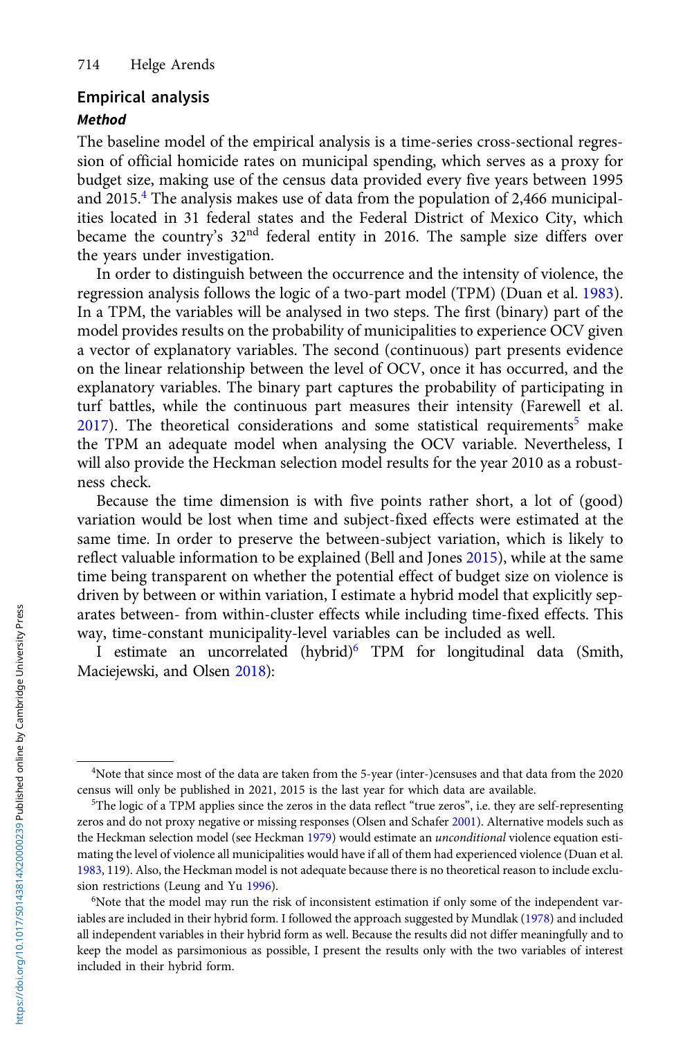## Empirical analysis

### *Method*

The baseline model of the empirical analysis is a time-series cross-sectional regression of official homicide rates on municipal spending, which serves as a proxy for budget size, making use of the census data provided every five years between 1995 and 2015.[4] The analysis makes use of data from the population of 2,466 municipalities located in 31 federal states and the Federal District of Mexico City, which became the country's 32$^{nd}$ federal entity in 2016. The sample size differs over the years under investigation.

In order to distinguish between the occurrence and the intensity of violence, the regression analysis follows the logic of a two-part model (TPM) (Duan et al. 1983). In a TPM, the variables will be analysed in two steps. The first (binary) part of the model provides results on the probability of municipalities to experience OCV given a vector of explanatory variables. The second (continuous) part presents evidence on the linear relationship between the level of OCV, once it has occurred, and the explanatory variables. The binary part captures the probability of participating in turf battles, while the continuous part measures their intensity (Farewell et al. 2017). The theoretical considerations and some statistical requirements[5] make the TPM an adequate model when analysing the OCV variable. Nevertheless, I will also provide the Heckman selection model results for the year 2010 as a robustness check.

Because the time dimension is with five points rather short, a lot of (good) variation would be lost when time and subject-fixed effects were estimated at the same time. In order to preserve the between-subject variation, which is likely to reflect valuable information to be explained (Bell and Jones 2015), while at the same time being transparent on whether the potential effect of budget size on violence is driven by between or within variation, I estimate a hybrid model that explicitly separates between- from within-cluster effects while including time-fixed effects. This way, time-constant municipality-level variables can be included as well.

I estimate an uncorrelated (hybrid)[6] TPM for longitudinal data (Smith, Maciejewski, and Olsen 2018):

[4] Note that since most of the data are taken from the 5-year (inter-)censuses and that data from the 2020 census will only be published in 2021, 2015 is the last year for which data are available.

[5] The logic of a TPM applies since the zeros in the data reflect "true zeros", i.e. they are self-representing zeros and do not proxy negative or missing responses (Olsen and Schafer 2001). Alternative models such as the Heckman selection model (see Heckman 1979) would estimate an *unconditional* violence equation estimating the level of violence all municipalities would have if all of them had experienced violence (Duan et al. 1983, 119). Also, the Heckman model is not adequate because there is no theoretical reason to include exclusion restrictions (Leung and Yu 1996).

[6] Note that the model may run the risk of inconsistent estimation if only some of the independent variables are included in their hybrid form. I followed the approach suggested by Mundlak (1978) and included all independent variables in their hybrid form as well. Because the results did not differ meaningfully and to keep the model as parsimonious as possible, I present the results only with the two variables of interest included in their hybrid form.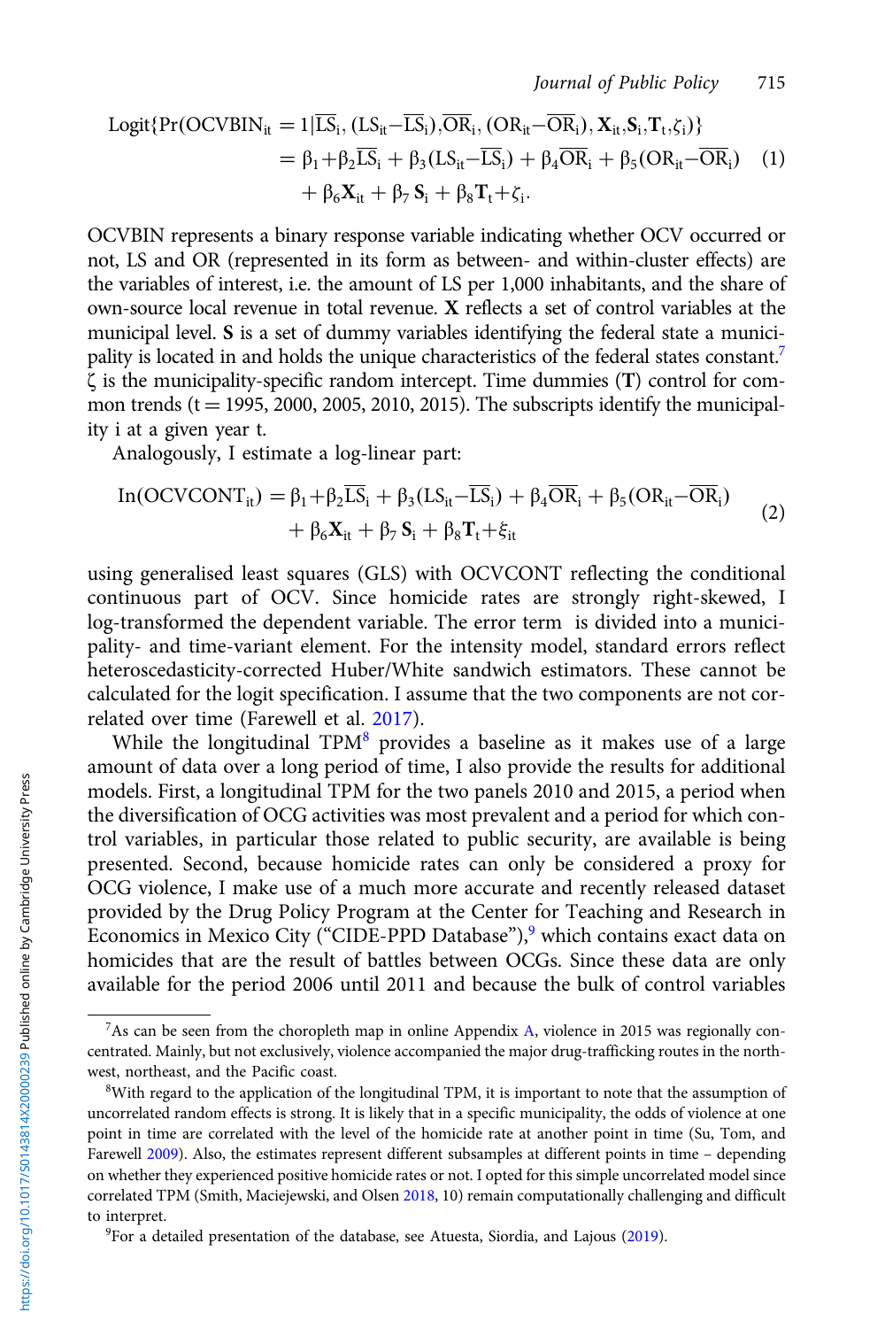$$
\begin{aligned}
\text{Logit}\{\Pr(\text{OCVBIN}_{it} = 1|\overline{\text{LS}}_i, (\text{LS}_{it}-\overline{\text{LS}}_i), \overline{\text{OR}}_i, (\text{OR}_{it}-\overline{\text{OR}}_i), \mathbf{X}_{it}, \mathbf{S}_i, \mathbf{T}_t, \zeta_i)\} \\
= \beta_1 + \beta_2\overline{\text{LS}}_i + \beta_3(\text{LS}_{it}-\overline{\text{LS}}_i) + \beta_4\overline{\text{OR}}_i + \beta_5(\text{OR}_{it}-\overline{\text{OR}}_i) \quad (1) \\
+ \beta_6\mathbf{X}_{it} + \beta_7\mathbf{S}_i + \beta_8\mathbf{T}_t + \zeta_i.
\end{aligned}
$$

OCVBIN represents a binary response variable indicating whether OCV occurred or not, LS and OR (represented in its form as between- and within-cluster effects) are the variables of interest, i.e. the amount of LS per 1,000 inhabitants, and the share of own-source local revenue in total revenue. **X** reflects a set of control variables at the municipal level. **S** is a set of dummy variables identifying the federal state a municipality is located in and holds the unique characteristics of the federal states constant.[7] ζ is the municipality-specific random intercept. Time dummies (**T**) control for common trends ($t = 1995, 2000, 2005, 2010, 2015$). The subscripts identify the municipality i at a given year t.

Analogously, I estimate a log-linear part:

$$
\begin{aligned}
\ln(\text{OCVCONT}_{it}) = \beta_1 + \beta_2\overline{\text{LS}}_i + \beta_3(\text{LS}_{it}-\overline{\text{LS}}_i) + \beta_4\overline{\text{OR}}_i + \beta_5(\text{OR}_{it}-\overline{\text{OR}}_i) \\
+ \beta_6\mathbf{X}_{it} + \beta_7\mathbf{S}_i + \beta_8\mathbf{T}_t + \xi_{it} \qquad (2)
\end{aligned}
$$

using generalised least squares (GLS) with OCVCONT reflecting the conditional continuous part of OCV. Since homicide rates are strongly right-skewed, I log-transformed the dependent variable. The error term is divided into a municipality- and time-variant element. For the intensity model, standard errors reflect heteroscedasticity-corrected Huber/White sandwich estimators. These cannot be calculated for the logit specification. I assume that the two components are not correlated over time (Farewell et al. 2017).

While the longitudinal TPM[8] provides a baseline as it makes use of a large amount of data over a long period of time, I also provide the results for additional models. First, a longitudinal TPM for the two panels 2010 and 2015, a period when the diversification of OCG activities was most prevalent and a period for which control variables, in particular those related to public security, are available is being presented. Second, because homicide rates can only be considered a proxy for OCG violence, I make use of a much more accurate and recently released dataset provided by the Drug Policy Program at the Center for Teaching and Research in Economics in Mexico City ("CIDE-PPD Database"),[9] which contains exact data on homicides that are the result of battles between OCGs. Since these data are only available for the period 2006 until 2011 and because the bulk of control variables

[7] As can be seen from the choropleth map in online Appendix A, violence in 2015 was regionally concentrated. Mainly, but not exclusively, violence accompanied the major drug-trafficking routes in the northwest, northeast, and the Pacific coast.

[8] With regard to the application of the longitudinal TPM, it is important to note that the assumption of uncorrelated random effects is strong. It is likely that in a specific municipality, the odds of violence at one point in time are correlated with the level of the homicide rate at another point in time (Su, Tom, and Farewell 2009). Also, the estimates represent different subsamples at different points in time – depending on whether they experienced positive homicide rates or not. I opted for this simple uncorrelated model since correlated TPM (Smith, Maciejewski, and Olsen 2018, 10) remain computationally challenging and difficult to interpret.

[9] For a detailed presentation of the database, see Atuesta, Siordia, and Lajous (2019).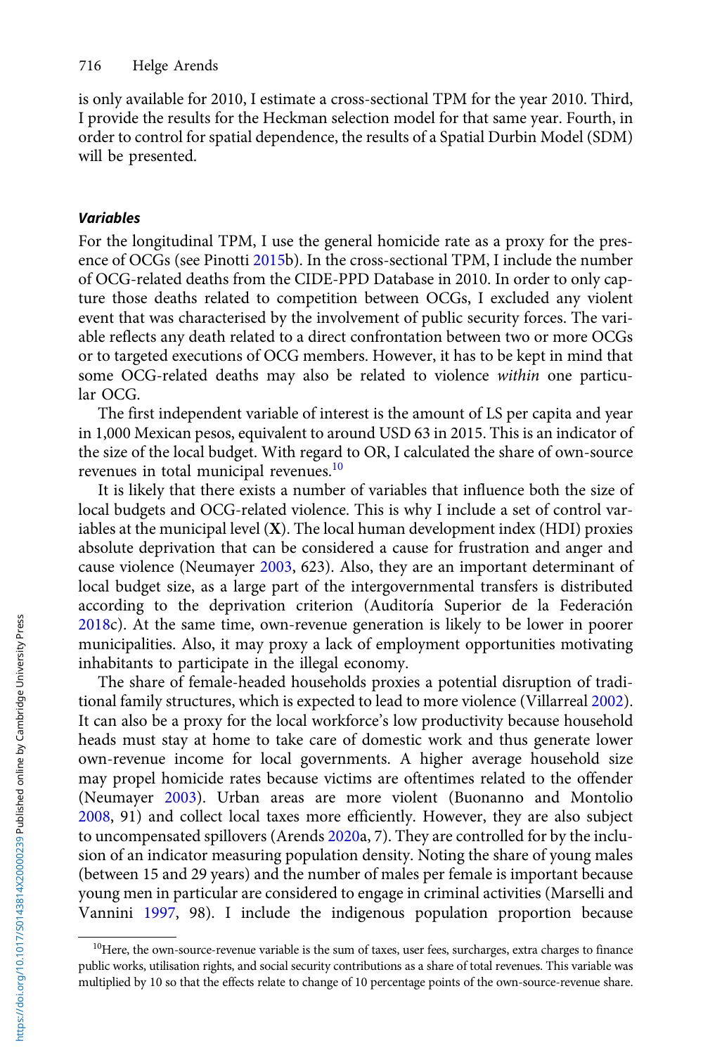is only available for 2010, I estimate a cross-sectional TPM for the year 2010. Third, I provide the results for the Heckman selection model for that same year. Fourth, in order to control for spatial dependence, the results of a Spatial Durbin Model (SDM) will be presented.

#### *Variables*

For the longitudinal TPM, I use the general homicide rate as a proxy for the presence of OCGs (see Pinotti 2015b). In the cross-sectional TPM, I include the number of OCG-related deaths from the CIDE-PPD Database in 2010. In order to only capture those deaths related to competition between OCGs, I excluded any violent event that was characterised by the involvement of public security forces. The variable reflects any death related to a direct confrontation between two or more OCGs or to targeted executions of OCG members. However, it has to be kept in mind that some OCG-related deaths may also be related to violence *within* one particular OCG.

The first independent variable of interest is the amount of LS per capita and year in 1,000 Mexican pesos, equivalent to around USD 63 in 2015. This is an indicator of the size of the local budget. With regard to OR, I calculated the share of own-source revenues in total municipal revenues.[10]

It is likely that there exists a number of variables that influence both the size of local budgets and OCG-related violence. This is why I include a set of control variables at the municipal level (**X**). The local human development index (HDI) proxies absolute deprivation that can be considered a cause for frustration and anger and cause violence (Neumayer 2003, 623). Also, they are an important determinant of local budget size, as a large part of the intergovernmental transfers is distributed according to the deprivation criterion (Auditoría Superior de la Federación 2018c). At the same time, own-revenue generation is likely to be lower in poorer municipalities. Also, it may proxy a lack of employment opportunities motivating inhabitants to participate in the illegal economy.

The share of female-headed households proxies a potential disruption of traditional family structures, which is expected to lead to more violence (Villarreal 2002). It can also be a proxy for the local workforce's low productivity because household heads must stay at home to take care of domestic work and thus generate lower own-revenue income for local governments. A higher average household size may propel homicide rates because victims are oftentimes related to the offender (Neumayer 2003). Urban areas are more violent (Buonanno and Montolio 2008, 91) and collect local taxes more efficiently. However, they are also subject to uncompensated spillovers (Arends 2020a, 7). They are controlled for by the inclusion of an indicator measuring population density. Noting the share of young males (between 15 and 29 years) and the number of males per female is important because young men in particular are considered to engage in criminal activities (Marselli and Vannini 1997, 98). I include the indigenous population proportion because

[10]Here, the own-source-revenue variable is the sum of taxes, user fees, surcharges, extra charges to finance public works, utilisation rights, and social security contributions as a share of total revenues. This variable was multiplied by 10 so that the effects relate to change of 10 percentage points of the own-source-revenue share.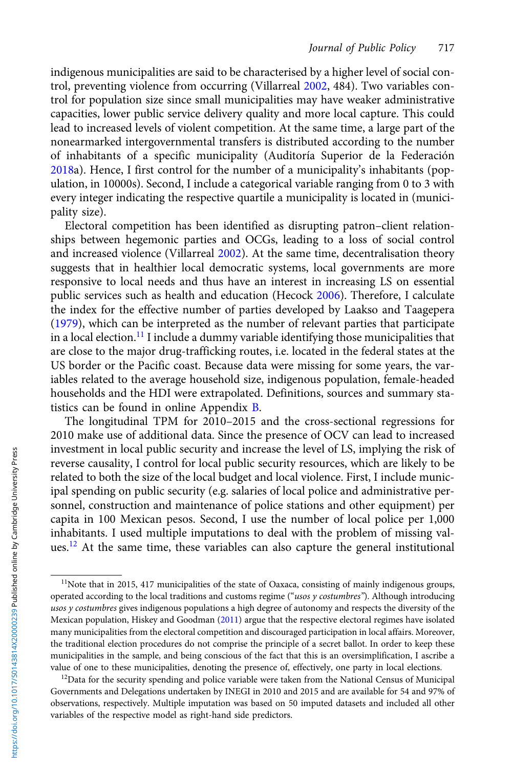indigenous municipalities are said to be characterised by a higher level of social control, preventing violence from occurring (Villarreal 2002, 484). Two variables control for population size since small municipalities may have weaker administrative capacities, lower public service delivery quality and more local capture. This could lead to increased levels of violent competition. At the same time, a large part of the nonearmarked intergovernmental transfers is distributed according to the number of inhabitants of a specific municipality (Auditoría Superior de la Federación 2018a). Hence, I first control for the number of a municipality's inhabitants (population, in 10000s). Second, I include a categorical variable ranging from 0 to 3 with every integer indicating the respective quartile a municipality is located in (municipality size).

Electoral competition has been identified as disrupting patron–client relationships between hegemonic parties and OCGs, leading to a loss of social control and increased violence (Villarreal 2002). At the same time, decentralisation theory suggests that in healthier local democratic systems, local governments are more responsive to local needs and thus have an interest in increasing LS on essential public services such as health and education (Hecock 2006). Therefore, I calculate the index for the effective number of parties developed by Laakso and Taagepera (1979), which can be interpreted as the number of relevant parties that participate in a local election.[11] I include a dummy variable identifying those municipalities that are close to the major drug-trafficking routes, i.e. located in the federal states at the US border or the Pacific coast. Because data were missing for some years, the variables related to the average household size, indigenous population, female-headed households and the HDI were extrapolated. Definitions, sources and summary statistics can be found in online Appendix B.

The longitudinal TPM for 2010–2015 and the cross-sectional regressions for 2010 make use of additional data. Since the presence of OCV can lead to increased investment in local public security and increase the level of LS, implying the risk of reverse causality, I control for local public security resources, which are likely to be related to both the size of the local budget and local violence. First, I include municipal spending on public security (e.g. salaries of local police and administrative personnel, construction and maintenance of police stations and other equipment) per capita in 100 Mexican pesos. Second, I use the number of local police per 1,000 inhabitants. I used multiple imputations to deal with the problem of missing values.[12] At the same time, these variables can also capture the general institutional

[11] Note that in 2015, 417 municipalities of the state of Oaxaca, consisting of mainly indigenous groups, operated according to the local traditions and customs regime ("*usos y costumbres*"). Although introducing *usos y costumbres* gives indigenous populations a high degree of autonomy and respects the diversity of the Mexican population, Hiskey and Goodman (2011) argue that the respective electoral regimes have isolated many municipalities from the electoral competition and discouraged participation in local affairs. Moreover, the traditional election procedures do not comprise the principle of a secret ballot. In order to keep these municipalities in the sample, and being conscious of the fact that this is an oversimplification, I ascribe a value of one to these municipalities, denoting the presence of, effectively, one party in local elections.

[12] Data for the security spending and police variable were taken from the National Census of Municipal Governments and Delegations undertaken by INEGI in 2010 and 2015 and are available for 54 and 97% of observations, respectively. Multiple imputation was based on 50 imputed datasets and included all other variables of the respective model as right-hand side predictors.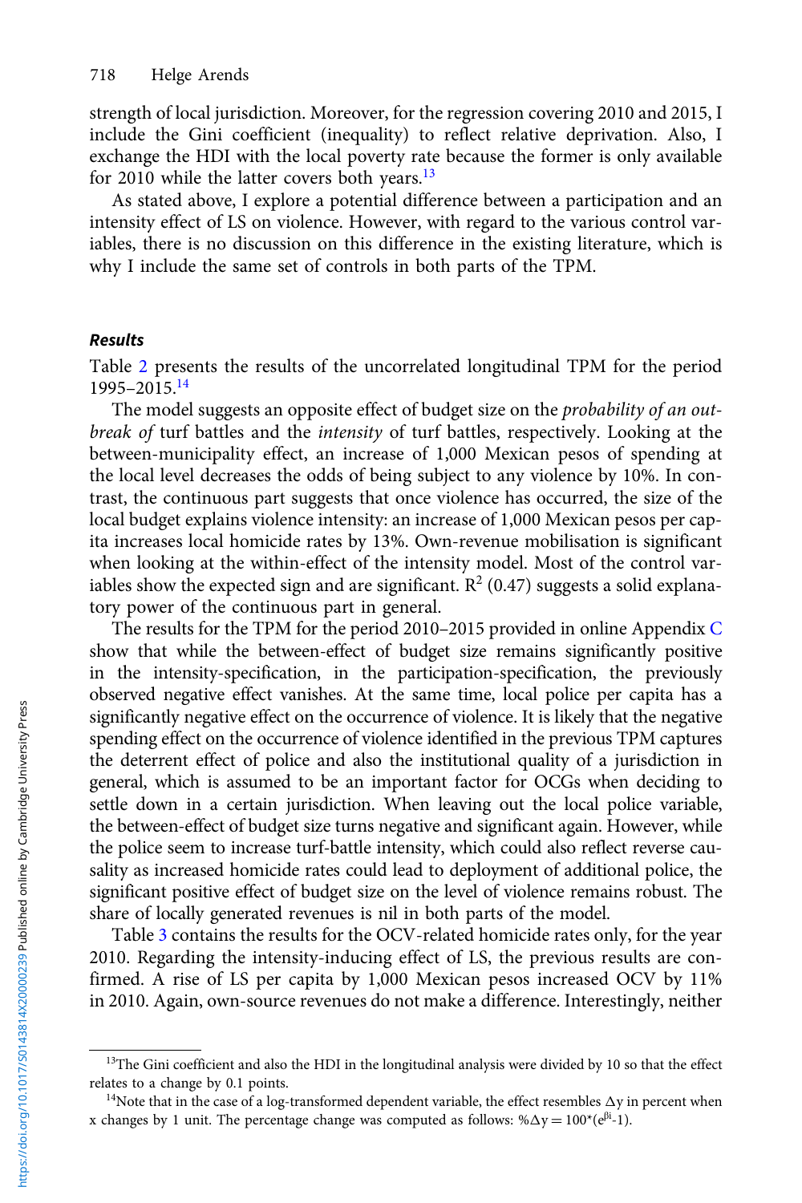strength of local jurisdiction. Moreover, for the regression covering 2010 and 2015, I include the Gini coefficient (inequality) to reflect relative deprivation. Also, I exchange the HDI with the local poverty rate because the former is only available for 2010 while the latter covers both years.[13]

As stated above, I explore a potential difference between a participation and an intensity effect of LS on violence. However, with regard to the various control variables, there is no discussion on this difference in the existing literature, which is why I include the same set of controls in both parts of the TPM.

### Results

Table 2 presents the results of the uncorrelated longitudinal TPM for the period 1995–2015.[14]

The model suggests an opposite effect of budget size on the *probability of an outbreak of* turf battles and the *intensity* of turf battles, respectively. Looking at the between-municipality effect, an increase of 1,000 Mexican pesos of spending at the local level decreases the odds of being subject to any violence by 10%. In contrast, the continuous part suggests that once violence has occurred, the size of the local budget explains violence intensity: an increase of 1,000 Mexican pesos per capita increases local homicide rates by 13%. Own-revenue mobilisation is significant when looking at the within-effect of the intensity model. Most of the control variables show the expected sign and are significant. $R^2$ (0.47) suggests a solid explanatory power of the continuous part in general.

The results for the TPM for the period 2010–2015 provided in online Appendix C show that while the between-effect of budget size remains significantly positive in the intensity-specification, in the participation-specification, the previously observed negative effect vanishes. At the same time, local police per capita has a significantly negative effect on the occurrence of violence. It is likely that the negative spending effect on the occurrence of violence identified in the previous TPM captures the deterrent effect of police and also the institutional quality of a jurisdiction in general, which is assumed to be an important factor for OCGs when deciding to settle down in a certain jurisdiction. When leaving out the local police variable, the between-effect of budget size turns negative and significant again. However, while the police seem to increase turf-battle intensity, which could also reflect reverse causality as increased homicide rates could lead to deployment of additional police, the significant positive effect of budget size on the level of violence remains robust. The share of locally generated revenues is nil in both parts of the model.

Table 3 contains the results for the OCV-related homicide rates only, for the year 2010. Regarding the intensity-inducing effect of LS, the previous results are confirmed. A rise of LS per capita by 1,000 Mexican pesos increased OCV by 11% in 2010. Again, own-source revenues do not make a difference. Interestingly, neither

[13] The Gini coefficient and also the HDI in the longitudinal analysis were divided by 10 so that the effect relates to a change by 0.1 points.

[14] Note that in the case of a log-transformed dependent variable, the effect resembles $\Delta y$ in percent when x changes by 1 unit. The percentage change was computed as follows: $\%\Delta y = 100*(e^{\beta i}-1)$.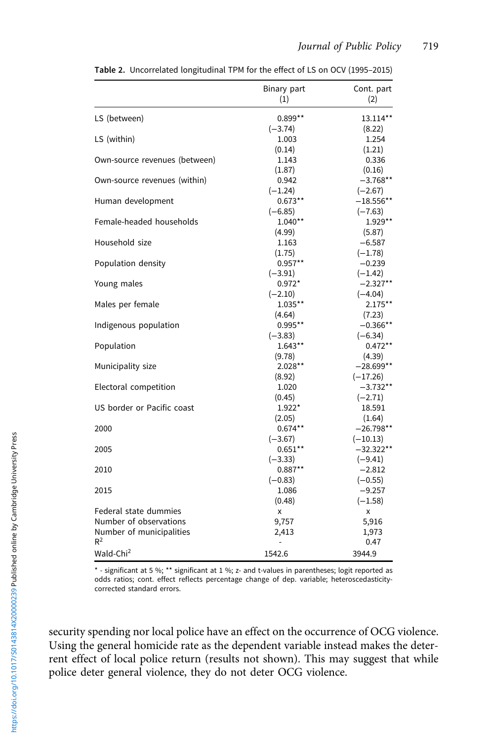Table 2. Uncorrelated longitudinal TPM for the effect of LS on OCV (1995–2015)

| | Binary part (1) | Cont. part (2) |
|---|---|---|
| LS (between) | 0.899** | 13.114** |
| | (−3.74) | (8.22) |
| LS (within) | 1.003 | 1.254 |
| | (0.14) | (1.21) |
| Own-source revenues (between) | 1.143 | 0.336 |
| | (1.87) | (0.16) |
| Own-source revenues (within) | 0.942 | −3.768** |
| | (−1.24) | (−2.67) |
| Human development | 0.673** | −18.556** |
| | (−6.85) | (−7.63) |
| Female-headed households | 1.040** | 1.929** |
| | (4.99) | (5.87) |
| Household size | 1.163 | −6.587 |
| | (1.75) | (−1.78) |
| Population density | 0.957** | −0.239 |
| | (−3.91) | (−1.42) |
| Young males | 0.972* | −2.327** |
| | (−2.10) | (−4.04) |
| Males per female | 1.035** | 2.175** |
| | (4.64) | (7.23) |
| Indigenous population | 0.995** | −0.366** |
| | (−3.83) | (−6.34) |
| Population | 1.643** | 0.472** |
| | (9.78) | (4.39) |
| Municipality size | 2.028** | −28.699** |
| | (8.92) | (−17.26) |
| Electoral competition | 1.020 | −3.732** |
| | (0.45) | (−2.71) |
| US border or Pacific coast | 1.922* | 18.591 |
| | (2.05) | (1.64) |
| 2000 | 0.674** | −26.798** |
| | (−3.67) | (−10.13) |
| 2005 | 0.651** | −32.322** |
| | (−3.33) | (−9.41) |
| 2010 | 0.887** | −2.812 |
| | (−0.83) | (−0.55) |
| 2015 | 1.086 | −9.257 |
| | (0.48) | (−1.58) |
| Federal state dummies | x | x |
| Number of observations | 9,757 | 5,916 |
| Number of municipalities | 2,413 | 1,973 |
| $R^2$ | - | 0.47 |
| Wald-$Chi^2$ | 1542.6 | 3944.9 |

\* - significant at 5 %; ** significant at 1 %; z- and t-values in parentheses; logit reported as odds ratios; cont. effect reflects percentage change of dep. variable; heteroscedasticity-corrected standard errors.

security spending nor local police have an effect on the occurrence of OCG violence. Using the general homicide rate as the dependent variable instead makes the deterrent effect of local police return (results not shown). This may suggest that while police deter general violence, they do not deter OCG violence.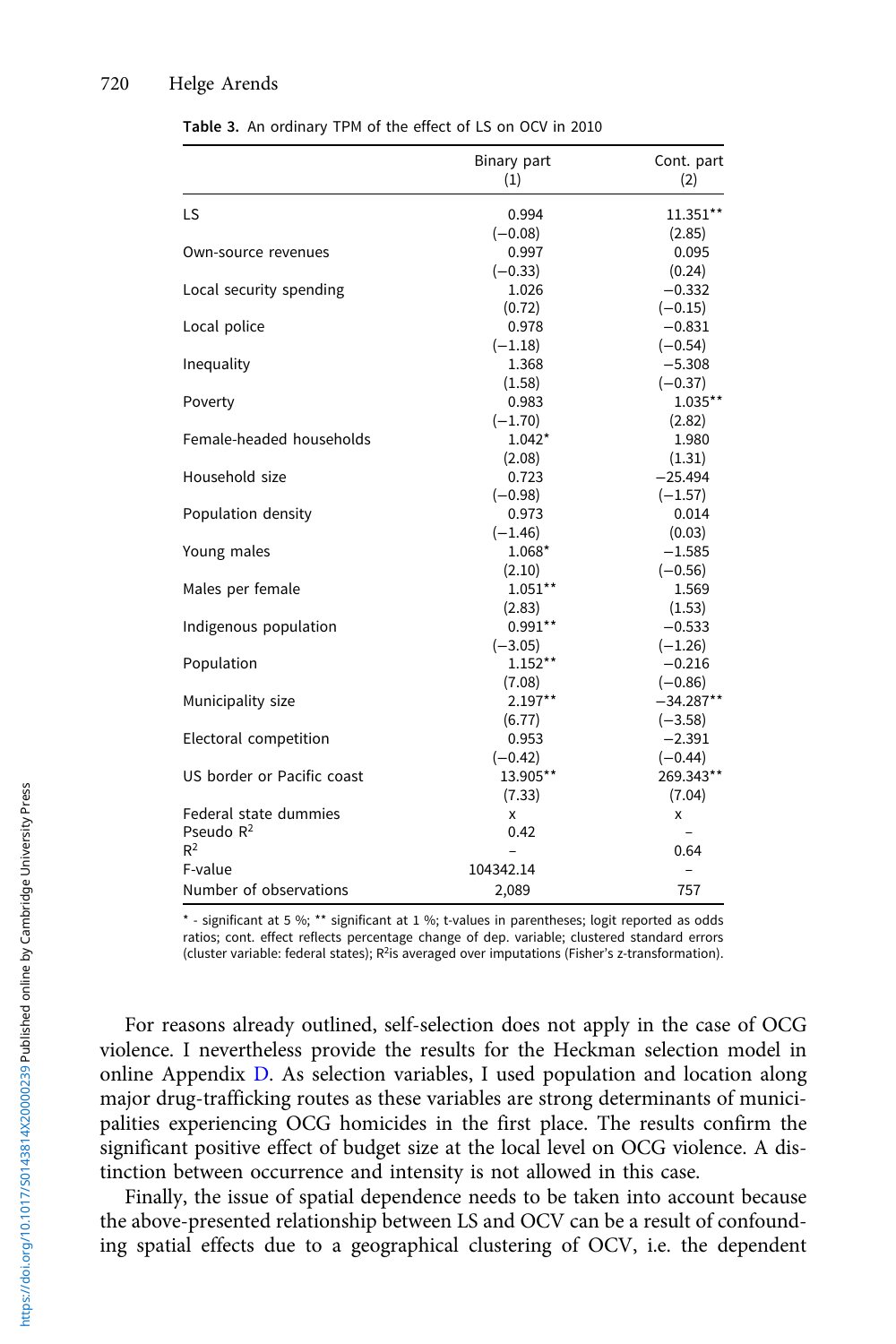**Table 3.** An ordinary TPM of the effect of LS on OCV in 2010

| | Binary part (1) | Cont. part (2) |
|---|---|---|
| LS | 0.994 | 11.351** |
| | (−0.08) | (2.85) |
| Own-source revenues | 0.997 | 0.095 |
| | (−0.33) | (0.24) |
| Local security spending | 1.026 | −0.332 |
| | (0.72) | (−0.15) |
| Local police | 0.978 | −0.831 |
| | (−1.18) | (−0.54) |
| Inequality | 1.368 | −5.308 |
| | (1.58) | (−0.37) |
| Poverty | 0.983 | 1.035** |
| | (−1.70) | (2.82) |
| Female-headed households | 1.042* | 1.980 |
| | (2.08) | (1.31) |
| Household size | 0.723 | −25.494 |
| | (−0.98) | (−1.57) |
| Population density | 0.973 | 0.014 |
| | (−1.46) | (0.03) |
| Young males | 1.068* | −1.585 |
| | (2.10) | (−0.56) |
| Males per female | 1.051** | 1.569 |
| | (2.83) | (1.53) |
| Indigenous population | 0.991** | −0.533 |
| | (−3.05) | (−1.26) |
| Population | 1.152** | −0.216 |
| | (7.08) | (−0.86) |
| Municipality size | 2.197** | −34.287** |
| | (6.77) | (−3.58) |
| Electoral competition | 0.953 | −2.391 |
| | (−0.42) | (−0.44) |
| US border or Pacific coast | 13.905** | 269.343** |
| | (7.33) | (7.04) |
| Federal state dummies | x | x |
| Pseudo $R^2$ | 0.42 | – |
| $R^2$ | – | 0.64 |
| F-value | 104342.14 | – |
| Number of observations | 2,089 | 757 |

\* - significant at 5 %; ** significant at 1 %; t-values in parentheses; logit reported as odds ratios; cont. effect reflects percentage change of dep. variable; clustered standard errors (cluster variable: federal states); $R^2$is averaged over imputations (Fisher's z-transformation).

For reasons already outlined, self-selection does not apply in the case of OCG violence. I nevertheless provide the results for the Heckman selection model in online Appendix D. As selection variables, I used population and location along major drug-trafficking routes as these variables are strong determinants of municipalities experiencing OCG homicides in the first place. The results confirm the significant positive effect of budget size at the local level on OCG violence. A distinction between occurrence and intensity is not allowed in this case.

Finally, the issue of spatial dependence needs to be taken into account because the above-presented relationship between LS and OCV can be a result of confounding spatial effects due to a geographical clustering of OCV, i.e. the dependent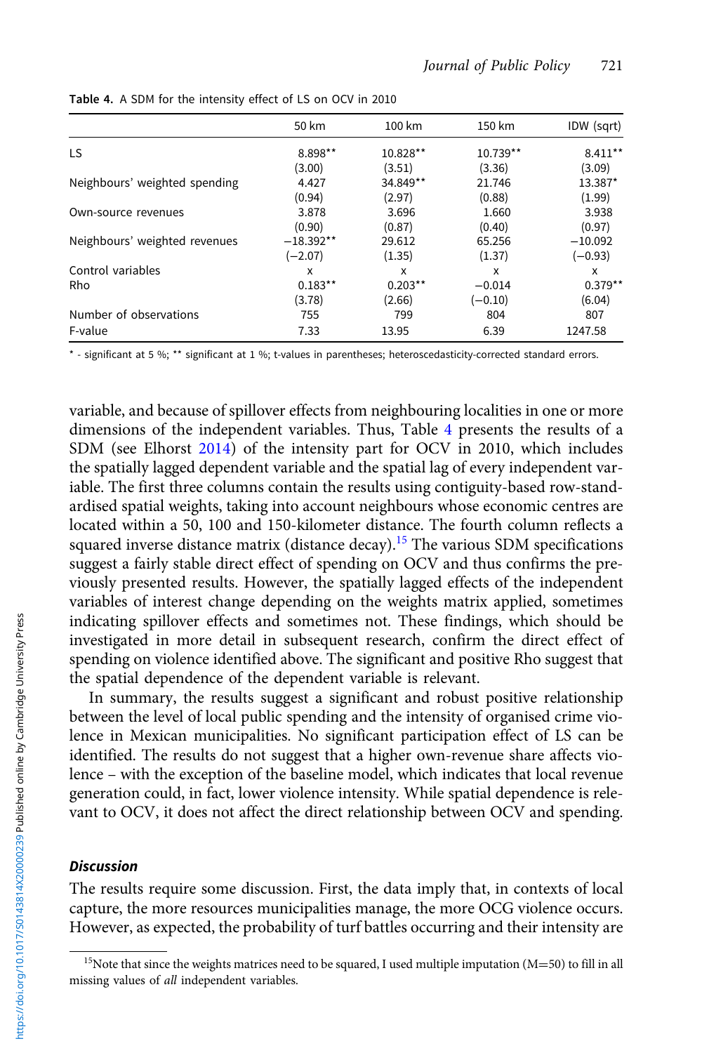Table 4. A SDM for the intensity effect of LS on OCV in 2010

| | 50 km | 100 km | 150 km | IDW (sqrt) |
|---|---|---|---|---|
| LS | 8.898** | 10.828** | 10.739** | 8.411** |
| | (3.00) | (3.51) | (3.36) | (3.09) |
| Neighbours' weighted spending | 4.427 | 34.849** | 21.746 | 13.387* |
| | (0.94) | (2.97) | (0.88) | (1.99) |
| Own-source revenues | 3.878 | 3.696 | 1.660 | 3.938 |
| | (0.90) | (0.87) | (0.40) | (0.97) |
| Neighbours' weighted revenues | −18.392** | 29.612 | 65.256 | −10.092 |
| | (−2.07) | (1.35) | (1.37) | (−0.93) |
| Control variables | x | x | x | x |
| Rho | 0.183** | 0.203** | −0.014 | 0.379** |
| | (3.78) | (2.66) | (−0.10) | (6.04) |
| Number of observations | 755 | 799 | 804 | 807 |
| F-value | 7.33 | 13.95 | 6.39 | 1247.58 |

* - significant at 5 %; ** significant at 1 %; t-values in parentheses; heteroscedasticity-corrected standard errors.

variable, and because of spillover effects from neighbouring localities in one or more dimensions of the independent variables. Thus, Table 4 presents the results of a SDM (see Elhorst 2014) of the intensity part for OCV in 2010, which includes the spatially lagged dependent variable and the spatial lag of every independent variable. The first three columns contain the results using contiguity-based row-standardised spatial weights, taking into account neighbours whose economic centres are located within a 50, 100 and 150-kilometer distance. The fourth column reflects a squared inverse distance matrix (distance decay).[15] The various SDM specifications suggest a fairly stable direct effect of spending on OCV and thus confirms the previously presented results. However, the spatially lagged effects of the independent variables of interest change depending on the weights matrix applied, sometimes indicating spillover effects and sometimes not. These findings, which should be investigated in more detail in subsequent research, confirm the direct effect of spending on violence identified above. The significant and positive Rho suggest that the spatial dependence of the dependent variable is relevant.

In summary, the results suggest a significant and robust positive relationship between the level of local public spending and the intensity of organised crime violence in Mexican municipalities. No significant participation effect of LS can be identified. The results do not suggest that a higher own-revenue share affects violence – with the exception of the baseline model, which indicates that local revenue generation could, in fact, lower violence intensity. While spatial dependence is relevant to OCV, it does not affect the direct relationship between OCV and spending.

### Discussion

The results require some discussion. First, the data imply that, in contexts of local capture, the more resources municipalities manage, the more OCG violence occurs. However, as expected, the probability of turf battles occurring and their intensity are

[15]Note that since the weights matrices need to be squared, I used multiple imputation (M=50) to fill in all missing values of *all* independent variables.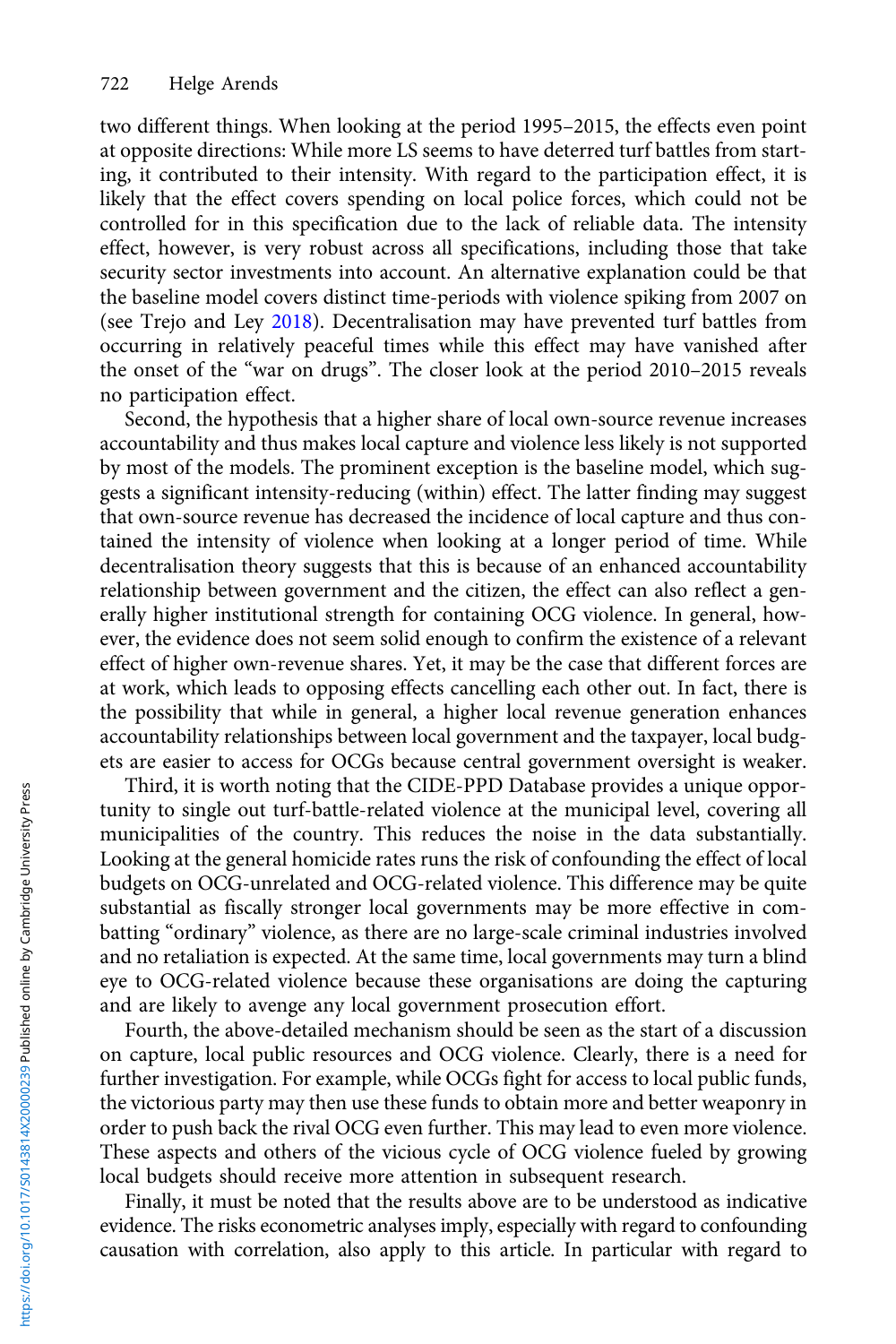two different things. When looking at the period 1995–2015, the effects even point at opposite directions: While more LS seems to have deterred turf battles from starting, it contributed to their intensity. With regard to the participation effect, it is likely that the effect covers spending on local police forces, which could not be controlled for in this specification due to the lack of reliable data. The intensity effect, however, is very robust across all specifications, including those that take security sector investments into account. An alternative explanation could be that the baseline model covers distinct time-periods with violence spiking from 2007 on (see Trejo and Ley 2018). Decentralisation may have prevented turf battles from occurring in relatively peaceful times while this effect may have vanished after the onset of the "war on drugs". The closer look at the period 2010–2015 reveals no participation effect.

Second, the hypothesis that a higher share of local own-source revenue increases accountability and thus makes local capture and violence less likely is not supported by most of the models. The prominent exception is the baseline model, which suggests a significant intensity-reducing (within) effect. The latter finding may suggest that own-source revenue has decreased the incidence of local capture and thus contained the intensity of violence when looking at a longer period of time. While decentralisation theory suggests that this is because of an enhanced accountability relationship between government and the citizen, the effect can also reflect a generally higher institutional strength for containing OCG violence. In general, however, the evidence does not seem solid enough to confirm the existence of a relevant effect of higher own-revenue shares. Yet, it may be the case that different forces are at work, which leads to opposing effects cancelling each other out. In fact, there is the possibility that while in general, a higher local revenue generation enhances accountability relationships between local government and the taxpayer, local budgets are easier to access for OCGs because central government oversight is weaker.

Third, it is worth noting that the CIDE-PPD Database provides a unique opportunity to single out turf-battle-related violence at the municipal level, covering all municipalities of the country. This reduces the noise in the data substantially. Looking at the general homicide rates runs the risk of confounding the effect of local budgets on OCG-unrelated and OCG-related violence. This difference may be quite substantial as fiscally stronger local governments may be more effective in combatting "ordinary" violence, as there are no large-scale criminal industries involved and no retaliation is expected. At the same time, local governments may turn a blind eye to OCG-related violence because these organisations are doing the capturing and are likely to avenge any local government prosecution effort.

Fourth, the above-detailed mechanism should be seen as the start of a discussion on capture, local public resources and OCG violence. Clearly, there is a need for further investigation. For example, while OCGs fight for access to local public funds, the victorious party may then use these funds to obtain more and better weaponry in order to push back the rival OCG even further. This may lead to even more violence. These aspects and others of the vicious cycle of OCG violence fueled by growing local budgets should receive more attention in subsequent research.

Finally, it must be noted that the results above are to be understood as indicative evidence. The risks econometric analyses imply, especially with regard to confounding causation with correlation, also apply to this article. In particular with regard to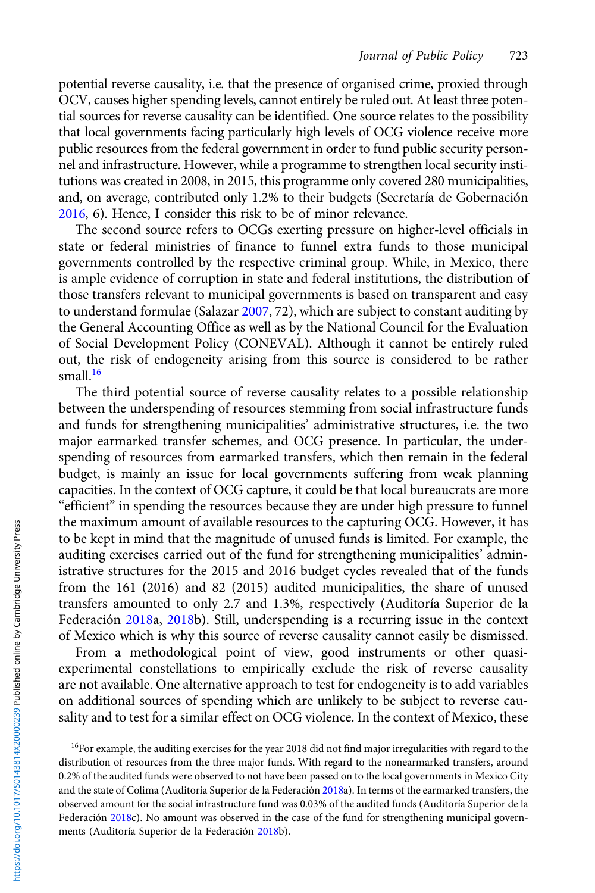potential reverse causality, i.e. that the presence of organised crime, proxied through OCV, causes higher spending levels, cannot entirely be ruled out. At least three potential sources for reverse causality can be identified. One source relates to the possibility that local governments facing particularly high levels of OCG violence receive more public resources from the federal government in order to fund public security personnel and infrastructure. However, while a programme to strengthen local security institutions was created in 2008, in 2015, this programme only covered 280 municipalities, and, on average, contributed only 1.2% to their budgets (Secretaría de Gobernación 2016, 6). Hence, I consider this risk to be of minor relevance.

The second source refers to OCGs exerting pressure on higher-level officials in state or federal ministries of finance to funnel extra funds to those municipal governments controlled by the respective criminal group. While, in Mexico, there is ample evidence of corruption in state and federal institutions, the distribution of those transfers relevant to municipal governments is based on transparent and easy to understand formulae (Salazar 2007, 72), which are subject to constant auditing by the General Accounting Office as well as by the National Council for the Evaluation of Social Development Policy (CONEVAL). Although it cannot be entirely ruled out, the risk of endogeneity arising from this source is considered to be rather small.[16]

The third potential source of reverse causality relates to a possible relationship between the underspending of resources stemming from social infrastructure funds and funds for strengthening municipalities' administrative structures, i.e. the two major earmarked transfer schemes, and OCG presence. In particular, the underspending of resources from earmarked transfers, which then remain in the federal budget, is mainly an issue for local governments suffering from weak planning capacities. In the context of OCG capture, it could be that local bureaucrats are more "efficient" in spending the resources because they are under high pressure to funnel the maximum amount of available resources to the capturing OCG. However, it has to be kept in mind that the magnitude of unused funds is limited. For example, the auditing exercises carried out of the fund for strengthening municipalities' administrative structures for the 2015 and 2016 budget cycles revealed that of the funds from the 161 (2016) and 82 (2015) audited municipalities, the share of unused transfers amounted to only 2.7 and 1.3%, respectively (Auditoría Superior de la Federación 2018a, 2018b). Still, underspending is a recurring issue in the context of Mexico which is why this source of reverse causality cannot easily be dismissed.

From a methodological point of view, good instruments or other quasi-experimental constellations to empirically exclude the risk of reverse causality are not available. One alternative approach to test for endogeneity is to add variables on additional sources of spending which are unlikely to be subject to reverse causality and to test for a similar effect on OCG violence. In the context of Mexico, these

[16]For example, the auditing exercises for the year 2018 did not find major irregularities with regard to the distribution of resources from the three major funds. With regard to the nonearmarked transfers, around 0.2% of the audited funds were observed to not have been passed on to the local governments in Mexico City and the state of Colima (Auditoría Superior de la Federación 2018a). In terms of the earmarked transfers, the observed amount for the social infrastructure fund was 0.03% of the audited funds (Auditoría Superior de la Federación 2018c). No amount was observed in the case of the fund for strengthening municipal governments (Auditoría Superior de la Federación 2018b).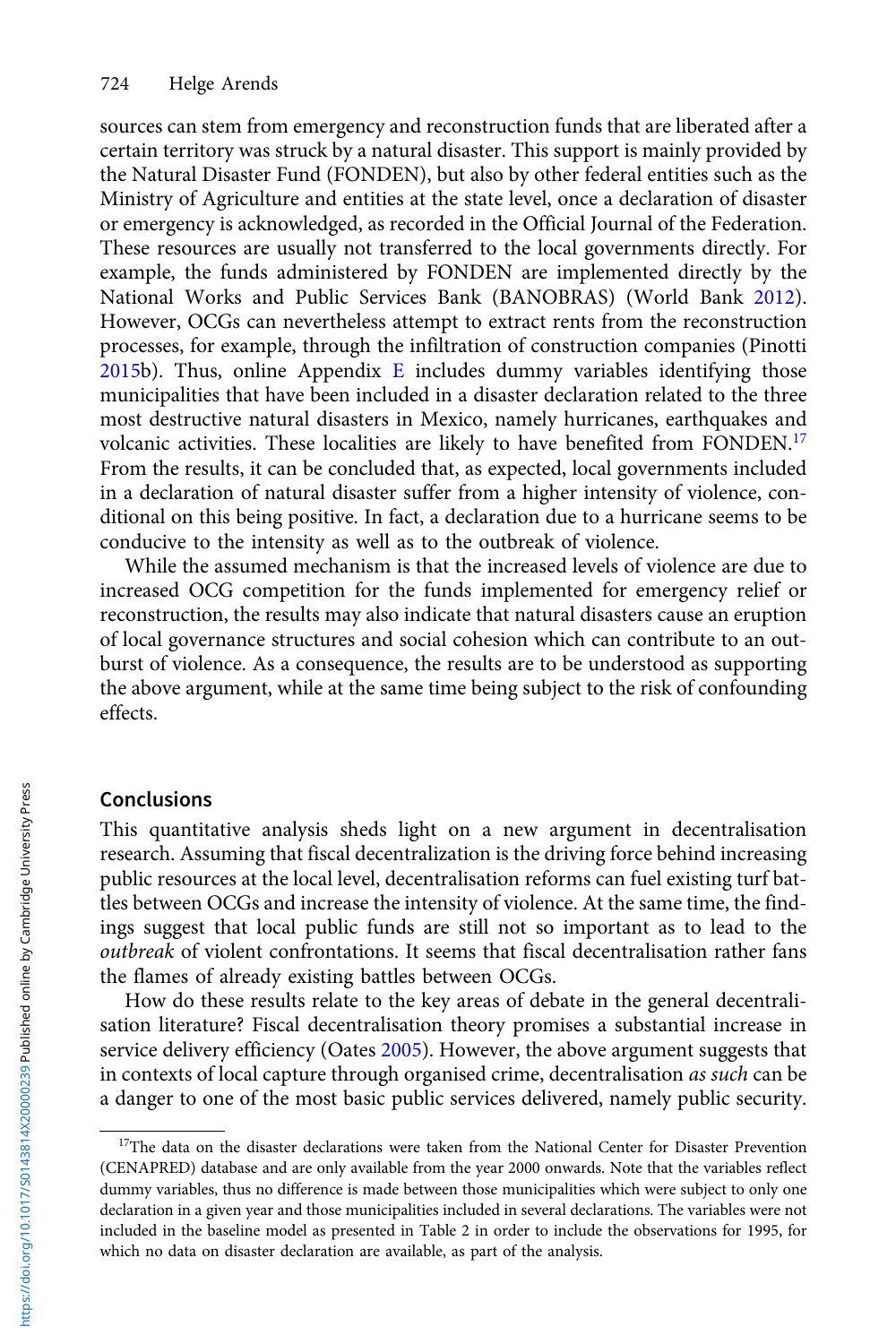sources can stem from emergency and reconstruction funds that are liberated after a certain territory was struck by a natural disaster. This support is mainly provided by the Natural Disaster Fund (FONDEN), but also by other federal entities such as the Ministry of Agriculture and entities at the state level, once a declaration of disaster or emergency is acknowledged, as recorded in the Official Journal of the Federation. These resources are usually not transferred to the local governments directly. For example, the funds administered by FONDEN are implemented directly by the National Works and Public Services Bank (BANOBRAS) (World Bank 2012). However, OCGs can nevertheless attempt to extract rents from the reconstruction processes, for example, through the infiltration of construction companies (Pinotti 2015b). Thus, online Appendix E includes dummy variables identifying those municipalities that have been included in a disaster declaration related to the three most destructive natural disasters in Mexico, namely hurricanes, earthquakes and volcanic activities. These localities are likely to have benefited from FONDEN.[17] From the results, it can be concluded that, as expected, local governments included in a declaration of natural disaster suffer from a higher intensity of violence, conditional on this being positive. In fact, a declaration due to a hurricane seems to be conducive to the intensity as well as to the outbreak of violence.

While the assumed mechanism is that the increased levels of violence are due to increased OCG competition for the funds implemented for emergency relief or reconstruction, the results may also indicate that natural disasters cause an eruption of local governance structures and social cohesion which can contribute to an outburst of violence. As a consequence, the results are to be understood as supporting the above argument, while at the same time being subject to the risk of confounding effects.

## Conclusions

This quantitative analysis sheds light on a new argument in decentralisation research. Assuming that fiscal decentralization is the driving force behind increasing public resources at the local level, decentralisation reforms can fuel existing turf battles between OCGs and increase the intensity of violence. At the same time, the findings suggest that local public funds are still not so important as to lead to the *outbreak* of violent confrontations. It seems that fiscal decentralisation rather fans the flames of already existing battles between OCGs.

How do these results relate to the key areas of debate in the general decentralisation literature? Fiscal decentralisation theory promises a substantial increase in service delivery efficiency (Oates 2005). However, the above argument suggests that in contexts of local capture through organised crime, decentralisation *as such* can be a danger to one of the most basic public services delivered, namely public security.

[17]The data on the disaster declarations were taken from the National Center for Disaster Prevention (CENAPRED) database and are only available from the year 2000 onwards. Note that the variables reflect dummy variables, thus no difference is made between those municipalities which were subject to only one declaration in a given year and those municipalities included in several declarations. The variables were not included in the baseline model as presented in Table 2 in order to include the observations for 1995, for which no data on disaster declaration are available, as part of the analysis.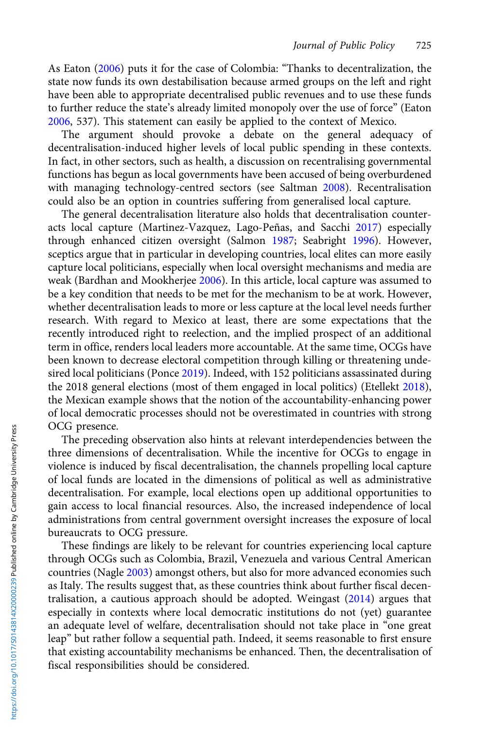As Eaton (2006) puts it for the case of Colombia: "Thanks to decentralization, the state now funds its own destabilisation because armed groups on the left and right have been able to appropriate decentralised public revenues and to use these funds to further reduce the state's already limited monopoly over the use of force" (Eaton 2006, 537). This statement can easily be applied to the context of Mexico.

The argument should provoke a debate on the general adequacy of decentralisation-induced higher levels of local public spending in these contexts. In fact, in other sectors, such as health, a discussion on recentralising governmental functions has begun as local governments have been accused of being overburdened with managing technology-centred sectors (see Saltman 2008). Recentralisation could also be an option in countries suffering from generalised local capture.

The general decentralisation literature also holds that decentralisation counteracts local capture (Martinez-Vazquez, Lago-Peñas, and Sacchi 2017) especially through enhanced citizen oversight (Salmon 1987; Seabright 1996). However, sceptics argue that in particular in developing countries, local elites can more easily capture local politicians, especially when local oversight mechanisms and media are weak (Bardhan and Mookherjee 2006). In this article, local capture was assumed to be a key condition that needs to be met for the mechanism to be at work. However, whether decentralisation leads to more or less capture at the local level needs further research. With regard to Mexico at least, there are some expectations that the recently introduced right to reelection, and the implied prospect of an additional term in office, renders local leaders more accountable. At the same time, OCGs have been known to decrease electoral competition through killing or threatening undesired local politicians (Ponce 2019). Indeed, with 152 politicians assassinated during the 2018 general elections (most of them engaged in local politics) (Etellekt 2018), the Mexican example shows that the notion of the accountability-enhancing power of local democratic processes should not be overestimated in countries with strong OCG presence.

The preceding observation also hints at relevant interdependencies between the three dimensions of decentralisation. While the incentive for OCGs to engage in violence is induced by fiscal decentralisation, the channels propelling local capture of local funds are located in the dimensions of political as well as administrative decentralisation. For example, local elections open up additional opportunities to gain access to local financial resources. Also, the increased independence of local administrations from central government oversight increases the exposure of local bureaucrats to OCG pressure.

These findings are likely to be relevant for countries experiencing local capture through OCGs such as Colombia, Brazil, Venezuela and various Central American countries (Nagle 2003) amongst others, but also for more advanced economies such as Italy. The results suggest that, as these countries think about further fiscal decentralisation, a cautious approach should be adopted. Weingast (2014) argues that especially in contexts where local democratic institutions do not (yet) guarantee an adequate level of welfare, decentralisation should not take place in "one great leap" but rather follow a sequential path. Indeed, it seems reasonable to first ensure that existing accountability mechanisms be enhanced. Then, the decentralisation of fiscal responsibilities should be considered.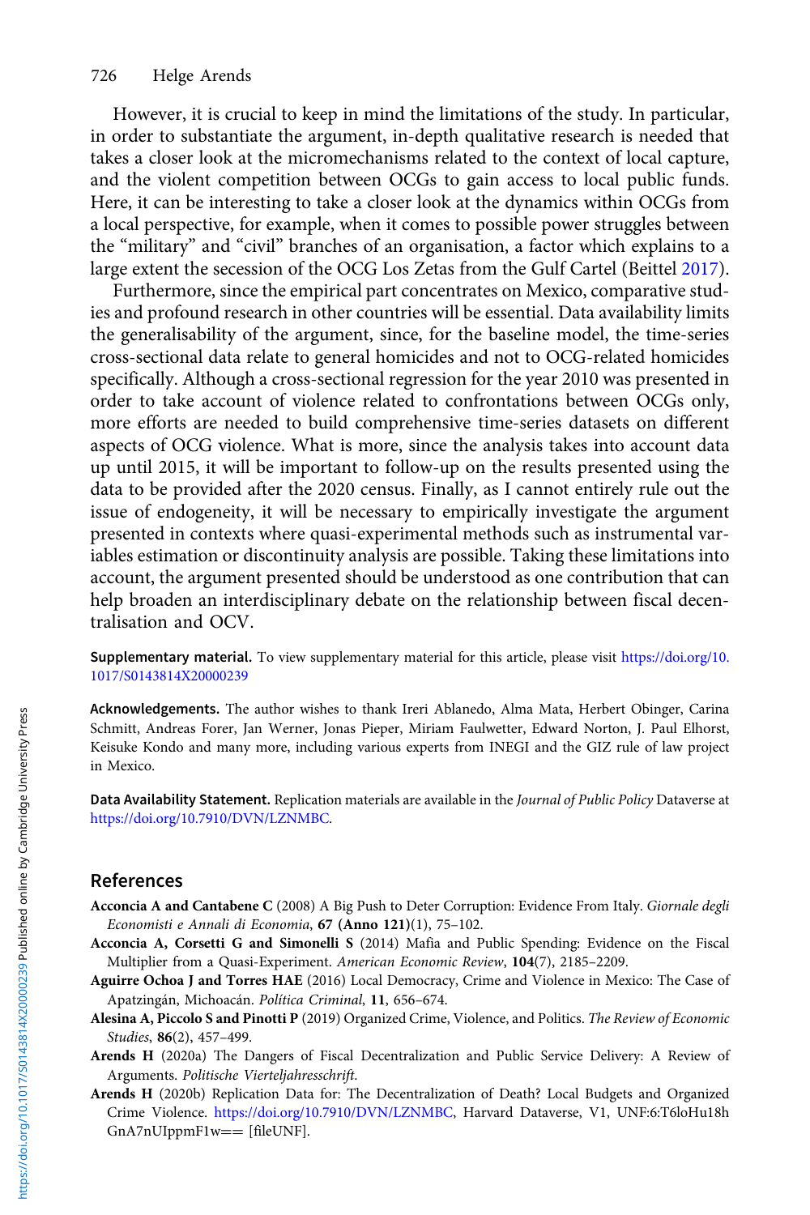However, it is crucial to keep in mind the limitations of the study. In particular, in order to substantiate the argument, in-depth qualitative research is needed that takes a closer look at the micromechanisms related to the context of local capture, and the violent competition between OCGs to gain access to local public funds. Here, it can be interesting to take a closer look at the dynamics within OCGs from a local perspective, for example, when it comes to possible power struggles between the "military" and "civil" branches of an organisation, a factor which explains to a large extent the secession of the OCG Los Zetas from the Gulf Cartel (Beittel 2017).

Furthermore, since the empirical part concentrates on Mexico, comparative studies and profound research in other countries will be essential. Data availability limits the generalisability of the argument, since, for the baseline model, the time-series cross-sectional data relate to general homicides and not to OCG-related homicides specifically. Although a cross-sectional regression for the year 2010 was presented in order to take account of violence related to confrontations between OCGs only, more efforts are needed to build comprehensive time-series datasets on different aspects of OCG violence. What is more, since the analysis takes into account data up until 2015, it will be important to follow-up on the results presented using the data to be provided after the 2020 census. Finally, as I cannot entirely rule out the issue of endogeneity, it will be necessary to empirically investigate the argument presented in contexts where quasi-experimental methods such as instrumental variables estimation or discontinuity analysis are possible. Taking these limitations into account, the argument presented should be understood as one contribution that can help broaden an interdisciplinary debate on the relationship between fiscal decentralisation and OCV.

**Supplementary material.** To view supplementary material for this article, please visit https://doi.org/10.1017/S0143814X20000239

**Acknowledgements.** The author wishes to thank Ireri Ablanedo, Alma Mata, Herbert Obinger, Carina Schmitt, Andreas Forer, Jan Werner, Jonas Pieper, Miriam Faulwetter, Edward Norton, J. Paul Elhorst, Keisuke Kondo and many more, including various experts from INEGI and the GIZ rule of law project in Mexico.

**Data Availability Statement.** Replication materials are available in the *Journal of Public Policy* Dataverse at https://doi.org/10.7910/DVN/LZNMBC.

## References

**Acconcia A and Cantabene C** (2008) A Big Push to Deter Corruption: Evidence From Italy. *Giornale degli Economisti e Annali di Economia*, **67 (Anno 121)**(1), 75–102.

**Acconcia A, Corsetti G and Simonelli S** (2014) Mafia and Public Spending: Evidence on the Fiscal Multiplier from a Quasi-Experiment. *American Economic Review*, **104**(7), 2185–2209.

**Aguirre Ochoa J and Torres HAE** (2016) Local Democracy, Crime and Violence in Mexico: The Case of Apatzingán, Michoacán. *Política Criminal*, **11**, 656–674.

**Alesina A, Piccolo S and Pinotti P** (2019) Organized Crime, Violence, and Politics. *The Review of Economic Studies*, **86**(2), 457–499.

**Arends H** (2020a) The Dangers of Fiscal Decentralization and Public Service Delivery: A Review of Arguments. *Politische Vierteljahresschrift*.

**Arends H** (2020b) Replication Data for: The Decentralization of Death? Local Budgets and Organized Crime Violence. https://doi.org/10.7910/DVN/LZNMBC, Harvard Dataverse, V1, UNF:6:T6loHu18hGnA7nUIppmF1w== [fileUNF].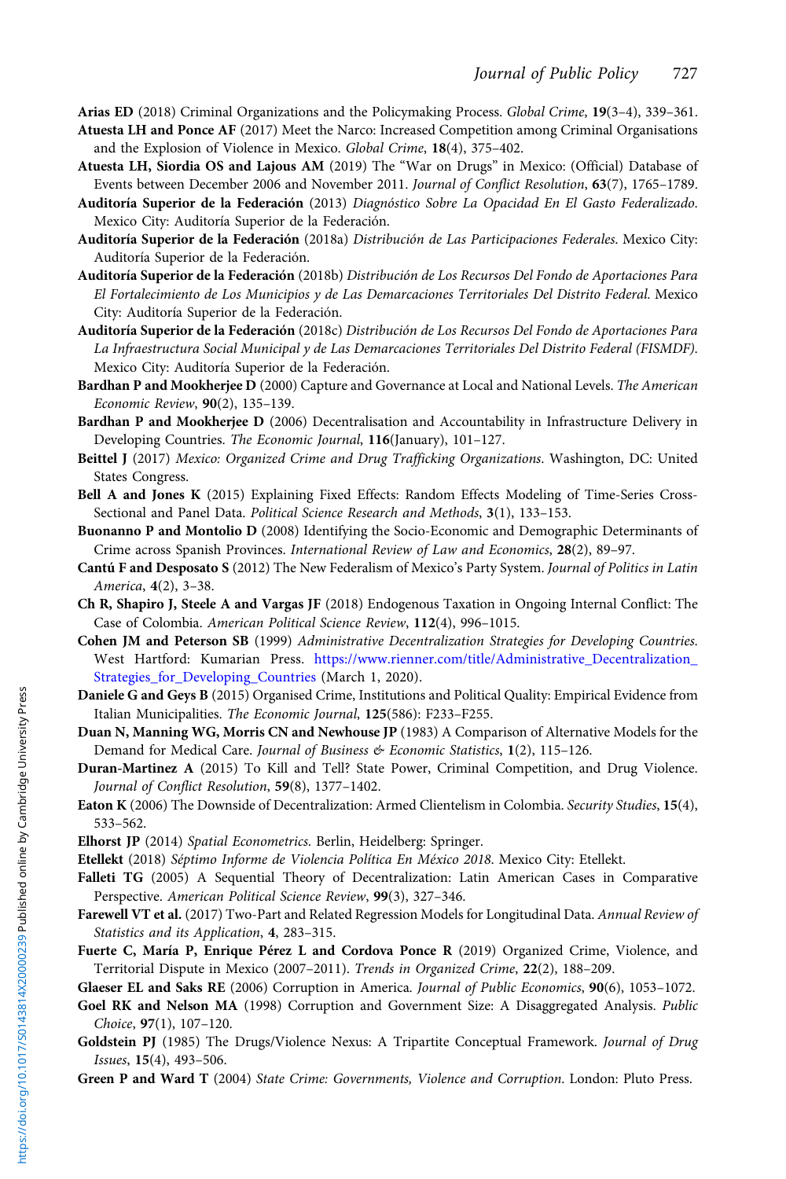**Arias ED** (2018) Criminal Organizations and the Policymaking Process. *Global Crime*, **19**(3–4), 339–361.

**Atuesta LH and Ponce AF** (2017) Meet the Narco: Increased Competition among Criminal Organisations and the Explosion of Violence in Mexico. *Global Crime*, **18**(4), 375–402.

**Atuesta LH, Siordia OS and Lajous AM** (2019) The "War on Drugs" in Mexico: (Official) Database of Events between December 2006 and November 2011. *Journal of Conflict Resolution*, **63**(7), 1765–1789.

**Auditoría Superior de la Federación** (2013) *Diagnóstico Sobre La Opacidad En El Gasto Federalizado*. Mexico City: Auditoría Superior de la Federación.

**Auditoría Superior de la Federación** (2018a) *Distribución de Las Participaciones Federales*. Mexico City: Auditoría Superior de la Federación.

**Auditoría Superior de la Federación** (2018b) *Distribución de Los Recursos Del Fondo de Aportaciones Para El Fortalecimiento de Los Municipios y de Las Demarcaciones Territoriales Del Distrito Federal*. Mexico City: Auditoría Superior de la Federación.

**Auditoría Superior de la Federación** (2018c) *Distribución de Los Recursos Del Fondo de Aportaciones Para La Infraestructura Social Municipal y de Las Demarcaciones Territoriales Del Distrito Federal (FISMDF)*. Mexico City: Auditoría Superior de la Federación.

**Bardhan P and Mookherjee D** (2000) Capture and Governance at Local and National Levels. *The American Economic Review*, **90**(2), 135–139.

**Bardhan P and Mookherjee D** (2006) Decentralisation and Accountability in Infrastructure Delivery in Developing Countries. *The Economic Journal*, **116**(January), 101–127.

**Beittel J** (2017) *Mexico: Organized Crime and Drug Trafficking Organizations*. Washington, DC: United States Congress.

**Bell A and Jones K** (2015) Explaining Fixed Effects: Random Effects Modeling of Time-Series Cross-Sectional and Panel Data. *Political Science Research and Methods*, **3**(1), 133–153.

**Buonanno P and Montolio D** (2008) Identifying the Socio-Economic and Demographic Determinants of Crime across Spanish Provinces. *International Review of Law and Economics*, **28**(2), 89–97.

**Cantú F and Desposato S** (2012) The New Federalism of Mexico's Party System. *Journal of Politics in Latin America*, **4**(2), 3–38.

**Ch R, Shapiro J, Steele A and Vargas JF** (2018) Endogenous Taxation in Ongoing Internal Conflict: The Case of Colombia. *American Political Science Review*, **112**(4), 996–1015.

**Cohen JM and Peterson SB** (1999) *Administrative Decentralization Strategies for Developing Countries*. West Hartford: Kumarian Press. https://www.rienner.com/title/Administrative_Decentralization_Strategies_for_Developing_Countries (March 1, 2020).

**Daniele G and Geys B** (2015) Organised Crime, Institutions and Political Quality: Empirical Evidence from Italian Municipalities. *The Economic Journal*, **125**(586): F233–F255.

**Duan N, Manning WG, Morris CN and Newhouse JP** (1983) A Comparison of Alternative Models for the Demand for Medical Care. *Journal of Business & Economic Statistics*, **1**(2), 115–126.

**Duran-Martinez A** (2015) To Kill and Tell? State Power, Criminal Competition, and Drug Violence. *Journal of Conflict Resolution*, **59**(8), 1377–1402.

**Eaton K** (2006) The Downside of Decentralization: Armed Clientelism in Colombia. *Security Studies*, **15**(4), 533–562.

**Elhorst JP** (2014) *Spatial Econometrics*. Berlin, Heidelberg: Springer.

**Etellekt** (2018) *Séptimo Informe de Violencia Política En México 2018*. Mexico City: Etellekt.

**Falleti TG** (2005) A Sequential Theory of Decentralization: Latin American Cases in Comparative Perspective. *American Political Science Review*, **99**(3), 327–346.

**Farewell VT et al.** (2017) Two-Part and Related Regression Models for Longitudinal Data. *Annual Review of Statistics and its Application*, **4**, 283–315.

**Fuerte C, María P, Enrique Pérez L and Cordova Ponce R** (2019) Organized Crime, Violence, and Territorial Dispute in Mexico (2007–2011). *Trends in Organized Crime*, **22**(2), 188–209.

**Glaeser EL and Saks RE** (2006) Corruption in America. *Journal of Public Economics*, **90**(6), 1053–1072.

**Goel RK and Nelson MA** (1998) Corruption and Government Size: A Disaggregated Analysis. *Public Choice*, **97**(1), 107–120.

**Goldstein PJ** (1985) The Drugs/Violence Nexus: A Tripartite Conceptual Framework. *Journal of Drug Issues*, **15**(4), 493–506.

**Green P and Ward T** (2004) *State Crime: Governments, Violence and Corruption*. London: Pluto Press.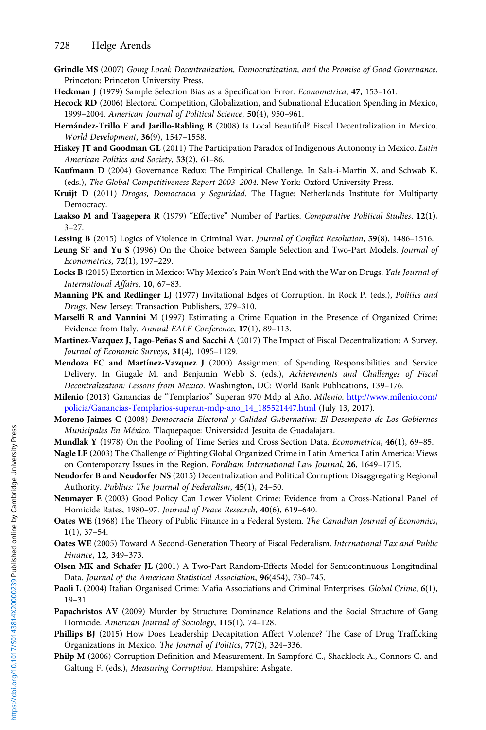**Grindle MS** (2007) *Going Local: Decentralization, Democratization, and the Promise of Good Governance*. Princeton: Princeton University Press.

**Heckman J** (1979) Sample Selection Bias as a Specification Error. *Econometrica*, **47**, 153–161.

**Hecock RD** (2006) Electoral Competition, Globalization, and Subnational Education Spending in Mexico, 1999–2004. *American Journal of Political Science*, **50**(4), 950–961.

**Hernández-Trillo F and Jarillo-Rabling B** (2008) Is Local Beautiful? Fiscal Decentralization in Mexico. *World Development*, **36**(9), 1547–1558.

**Hiskey JT and Goodman GL** (2011) The Participation Paradox of Indigenous Autonomy in Mexico. *Latin American Politics and Society*, **53**(2), 61–86.

**Kaufmann D** (2004) Governance Redux: The Empirical Challenge. In Sala-i-Martin X. and Schwab K. (eds.), *The Global Competitiveness Report 2003–2004*. New York: Oxford University Press.

**Kruijt D** (2011) *Drogas, Democracia y Seguridad*. The Hague: Netherlands Institute for Multiparty Democracy.

**Laakso M and Taagepera R** (1979) "Effective" Number of Parties. *Comparative Political Studies*, **12**(1), 3–27.

**Lessing B** (2015) Logics of Violence in Criminal War. *Journal of Conflict Resolution*, **59**(8), 1486–1516.

**Leung SF and Yu S** (1996) On the Choice between Sample Selection and Two-Part Models. *Journal of Econometrics*, **72**(1), 197–229.

**Locks B** (2015) Extortion in Mexico: Why Mexico's Pain Won't End with the War on Drugs. *Yale Journal of International Affairs*, **10**, 67–83.

**Manning PK and Redlinger LJ** (1977) Invitational Edges of Corruption. In Rock P. (eds.), *Politics and Drugs*. New Jersey: Transaction Publishers, 279–310.

**Marselli R and Vannini M** (1997) Estimating a Crime Equation in the Presence of Organized Crime: Evidence from Italy. *Annual EALE Conference*, **17**(1), 89–113.

**Martinez-Vazquez J, Lago-Peñas S and Sacchi A** (2017) The Impact of Fiscal Decentralization: A Survey. *Journal of Economic Surveys*, **31**(4), 1095–1129.

**Mendoza EC and Martínez-Vazquez J** (2000) Assignment of Spending Responsibilities and Service Delivery. In Giugale M. and Benjamin Webb S. (eds.), *Achievements and Challenges of Fiscal Decentralization: Lessons from Mexico*. Washington, DC: World Bank Publications, 139–176.

**Milenio** (2013) Ganancias de "Templarios" Superan 970 Mdp al Año. *Milenio*. http://www.milenio.com/policia/Ganancias-Templarios-superan-mdp-ano_14_185521447.html (July 13, 2017).

**Moreno-Jaimes C** (2008) *Democracia Electoral y Calidad Gubernativa: El Desempeño de Los Gobiernos Municipales En México*. Tlaquepaque: Universidad Jesuita de Guadalajara.

**Mundlak Y** (1978) On the Pooling of Time Series and Cross Section Data. *Econometrica*, **46**(1), 69–85.

**Nagle LE** (2003) The Challenge of Fighting Global Organized Crime in Latin America Latin America: Views on Contemporary Issues in the Region. *Fordham International Law Journal*, **26**, 1649–1715.

**Neudorfer B and Neudorfer NS** (2015) Decentralization and Political Corruption: Disaggregating Regional Authority. *Publius: The Journal of Federalism*, **45**(1), 24–50.

**Neumayer E** (2003) Good Policy Can Lower Violent Crime: Evidence from a Cross-National Panel of Homicide Rates, 1980–97. *Journal of Peace Research*, **40**(6), 619–640.

**Oates WE** (1968) The Theory of Public Finance in a Federal System. *The Canadian Journal of Economics*, **1**(1), 37–54.

**Oates WE** (2005) Toward A Second-Generation Theory of Fiscal Federalism. *International Tax and Public Finance*, **12**, 349–373.

**Olsen MK and Schafer JL** (2001) A Two-Part Random-Effects Model for Semicontinuous Longitudinal Data. *Journal of the American Statistical Association*, **96**(454), 730–745.

**Paoli L** (2004) Italian Organised Crime: Mafia Associations and Criminal Enterprises. *Global Crime*, **6**(1), 19–31.

**Papachristos AV** (2009) Murder by Structure: Dominance Relations and the Social Structure of Gang Homicide. *American Journal of Sociology*, **115**(1), 74–128.

**Phillips BJ** (2015) How Does Leadership Decapitation Affect Violence? The Case of Drug Trafficking Organizations in Mexico. *The Journal of Politics*, **77**(2), 324–336.

**Philp M** (2006) Corruption Definition and Measurement. In Sampford C., Shacklock A., Connors C. and Galtung F. (eds.), *Measuring Corruption*. Hampshire: Ashgate.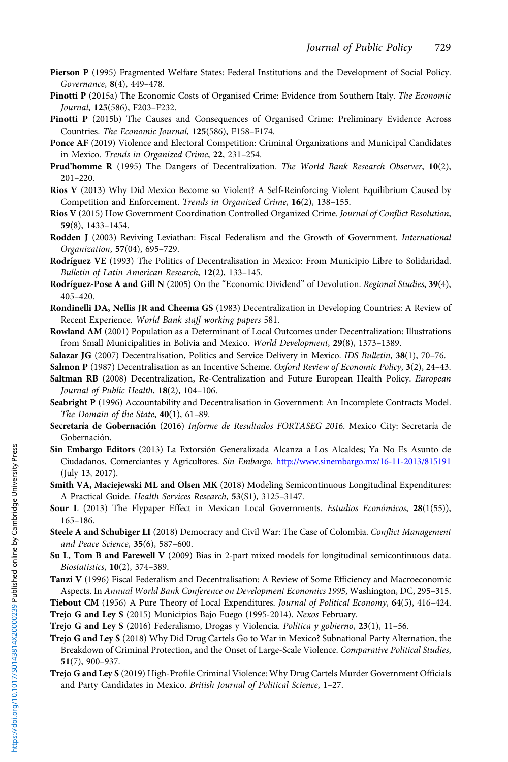**Pierson P** (1995) Fragmented Welfare States: Federal Institutions and the Development of Social Policy. *Governance*, **8**(4), 449–478.

**Pinotti P** (2015a) The Economic Costs of Organised Crime: Evidence from Southern Italy. *The Economic Journal*, **125**(586), F203–F232.

**Pinotti P** (2015b) The Causes and Consequences of Organised Crime: Preliminary Evidence Across Countries. *The Economic Journal*, **125**(586), F158–F174.

**Ponce AF** (2019) Violence and Electoral Competition: Criminal Organizations and Municipal Candidates in Mexico. *Trends in Organized Crime*, **22**, 231–254.

**Prud'homme R** (1995) The Dangers of Decentralization. *The World Bank Research Observer*, **10**(2), 201–220.

**Rios V** (2013) Why Did Mexico Become so Violent? A Self-Reinforcing Violent Equilibrium Caused by Competition and Enforcement. *Trends in Organized Crime*, **16**(2), 138–155.

**Rios V** (2015) How Government Coordination Controlled Organized Crime. *Journal of Conflict Resolution*, **59**(8), 1433–1454.

**Rodden J** (2003) Reviving Leviathan: Fiscal Federalism and the Growth of Government. *International Organization*, **57**(04), 695–729.

**Rodríguez VE** (1993) The Politics of Decentralisation in Mexico: From Municipio Libre to Solidaridad. *Bulletin of Latin American Research*, **12**(2), 133–145.

**Rodríguez-Pose A and Gill N** (2005) On the "Economic Dividend" of Devolution. *Regional Studies*, **39**(4), 405–420.

**Rondinelli DA, Nellis JR and Cheema GS** (1983) Decentralization in Developing Countries: A Review of Recent Experience. *World Bank staff working papers* 581.

**Rowland AM** (2001) Population as a Determinant of Local Outcomes under Decentralization: Illustrations from Small Municipalities in Bolivia and Mexico. *World Development*, **29**(8), 1373–1389.

**Salazar JG** (2007) Decentralisation, Politics and Service Delivery in Mexico. *IDS Bulletin*, **38**(1), 70–76.

**Salmon P** (1987) Decentralisation as an Incentive Scheme. *Oxford Review of Economic Policy*, **3**(2), 24–43.

**Saltman RB** (2008) Decentralization, Re-Centralization and Future European Health Policy. *European Journal of Public Health*, **18**(2), 104–106.

**Seabright P** (1996) Accountability and Decentralisation in Government: An Incomplete Contracts Model. *The Domain of the State*, **40**(1), 61–89.

**Secretaría de Gobernación** (2016) *Informe de Resultados FORTASEG 2016*. Mexico City: Secretaría de Gobernación.

**Sin Embargo Editors** (2013) La Extorsión Generalizada Alcanza a Los Alcaldes; Ya No Es Asunto de Ciudadanos, Comerciantes y Agricultores. *Sin Embargo*. http://www.sinembargo.mx/16-11-2013/815191 (July 13, 2017).

**Smith VA, Maciejewski ML and Olsen MK** (2018) Modeling Semicontinuous Longitudinal Expenditures: A Practical Guide. *Health Services Research*, **53**(S1), 3125–3147.

**Sour L** (2013) The Flypaper Effect in Mexican Local Governments. *Estudios Económicos*, **28**(1(55)), 165–186.

**Steele A and Schubiger LI** (2018) Democracy and Civil War: The Case of Colombia. *Conflict Management and Peace Science*, **35**(6), 587–600.

**Su L, Tom B and Farewell V** (2009) Bias in 2-part mixed models for longitudinal semicontinuous data. *Biostatistics*, **10**(2), 374–389.

**Tanzi V** (1996) Fiscal Federalism and Decentralisation: A Review of Some Efficiency and Macroeconomic Aspects. In *Annual World Bank Conference on Development Economics 1995*, Washington, DC, 295–315.

**Tiebout CM** (1956) A Pure Theory of Local Expenditures. *Journal of Political Economy*, **64**(5), 416–424.

**Trejo G and Ley S** (2015) Municipios Bajo Fuego (1995-2014). *Nexos* February.

**Trejo G and Ley S** (2016) Federalismo, Drogas y Violencia. *Política y gobierno*, **23**(1), 11–56.

**Trejo G and Ley S** (2018) Why Did Drug Cartels Go to War in Mexico? Subnational Party Alternation, the Breakdown of Criminal Protection, and the Onset of Large-Scale Violence. *Comparative Political Studies*, **51**(7), 900–937.

**Trejo G and Ley S** (2019) High-Profile Criminal Violence: Why Drug Cartels Murder Government Officials and Party Candidates in Mexico. *British Journal of Political Science*, 1–27.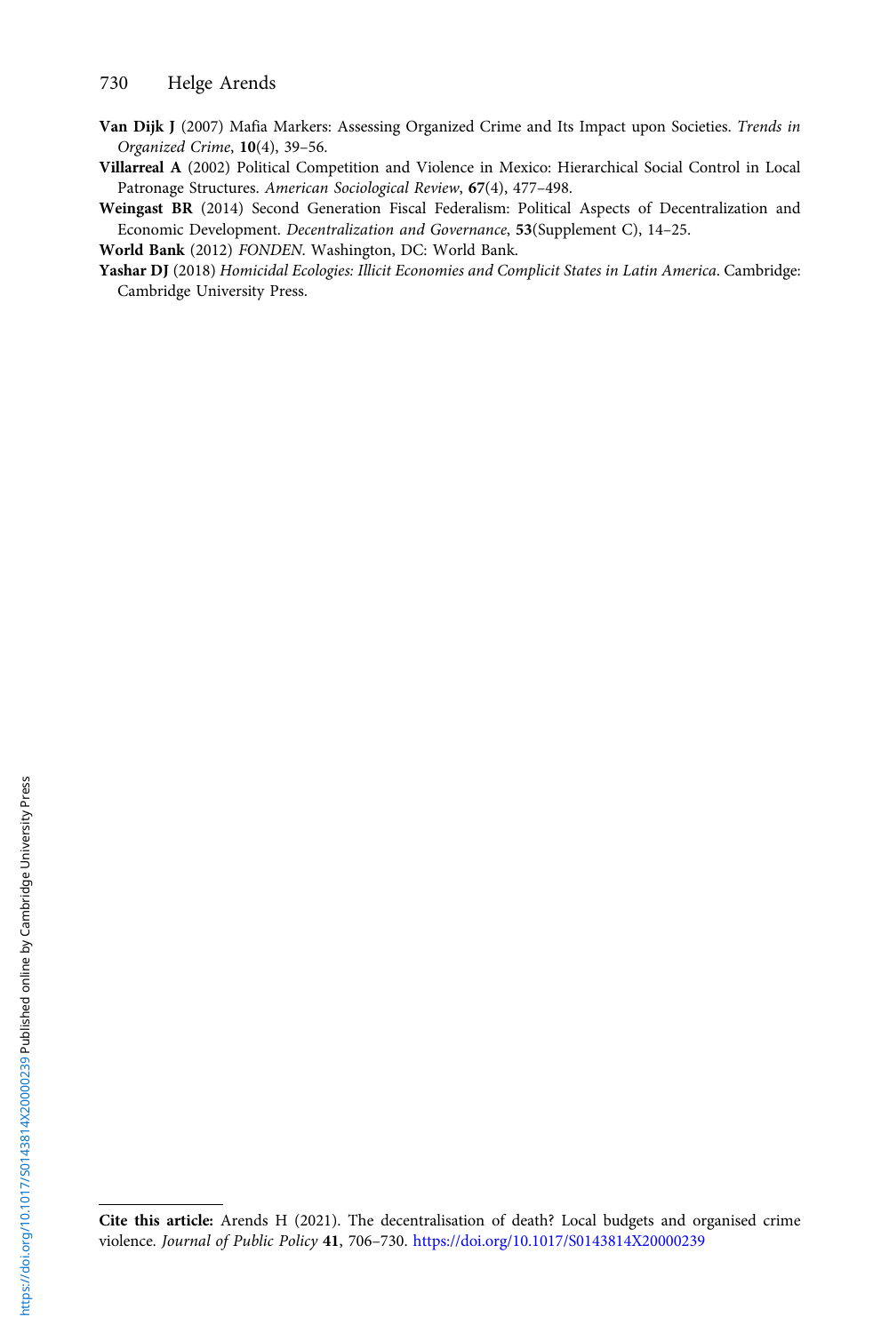**Van Dijk J** (2007) Mafia Markers: Assessing Organized Crime and Its Impact upon Societies. *Trends in Organized Crime*, **10**(4), 39–56.

**Villarreal A** (2002) Political Competition and Violence in Mexico: Hierarchical Social Control in Local Patronage Structures. *American Sociological Review*, **67**(4), 477–498.

**Weingast BR** (2014) Second Generation Fiscal Federalism: Political Aspects of Decentralization and Economic Development. *Decentralization and Governance*, **53**(Supplement C), 14–25.

**World Bank** (2012) *FONDEN*. Washington, DC: World Bank.

**Yashar DJ** (2018) *Homicidal Ecologies: Illicit Economies and Complicit States in Latin America*. Cambridge: Cambridge University Press.

---

**Cite this article:** Arends H (2021). The decentralisation of death? Local budgets and organised crime violence. *Journal of Public Policy* **41**, 706–730. https://doi.org/10.1017/S0143814X20000239